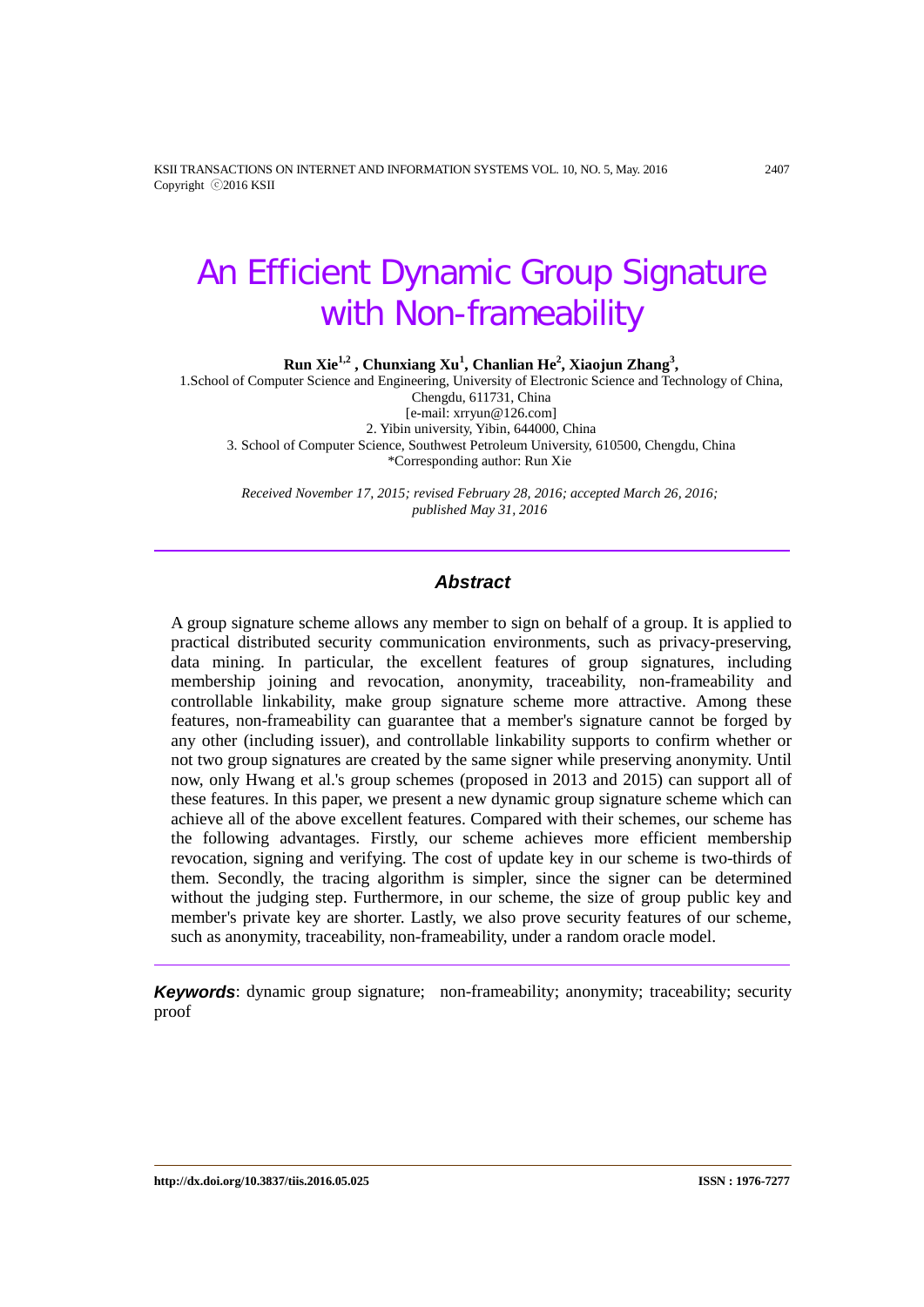# An Efficient Dynamic Group Signature with Non-frameability

**Run Xie[1,2] , Chunxiang Xu[1], Chanlian He[2], Xiaojun Zhang[3],**

1.School of Computer Science and Engineering, University of Electronic Science and Technology of China, Chengdu, 611731, China
[e-mail: xrryun@126.com]
2. Yibin university, Yibin, 644000, China
3. School of Computer Science, Southwest Petroleum University, 610500, Chengdu, China
*Corresponding author: Run Xie

*Received November 17, 2015; revised February 28, 2016; accepted March 26, 2016; published May 31, 2016*

---

## *Abstract*

A group signature scheme allows any member to sign on behalf of a group. It is applied to practical distributed security communication environments, such as privacy-preserving, data mining. In particular, the excellent features of group signatures, including membership joining and revocation, anonymity, traceability, non-frameability and controllable linkability, make group signature scheme more attractive. Among these features, non-frameability can guarantee that a member's signature cannot be forged by any other (including issuer), and controllable linkability supports to confirm whether or not two group signatures are created by the same signer while preserving anonymity. Until now, only Hwang et al.'s group schemes (proposed in 2013 and 2015) can support all of these features. In this paper, we present a new dynamic group signature scheme which can achieve all of the above excellent features. Compared with their schemes, our scheme has the following advantages. Firstly, our scheme achieves more efficient membership revocation, signing and verifying. The cost of update key in our scheme is two-thirds of them. Secondly, the tracing algorithm is simpler, since the signer can be determined without the judging step. Furthermore, in our scheme, the size of group public key and member's private key are shorter. Lastly, we also prove security features of our scheme, such as anonymity, traceability, non-frameability, under a random oracle model.

---

***Keywords***: dynamic group signature; non-frameability; anonymity; traceability; security proof

---

**http://dx.doi.org/10.3837/tiis.2016.05.025** **ISSN : 1976-7277**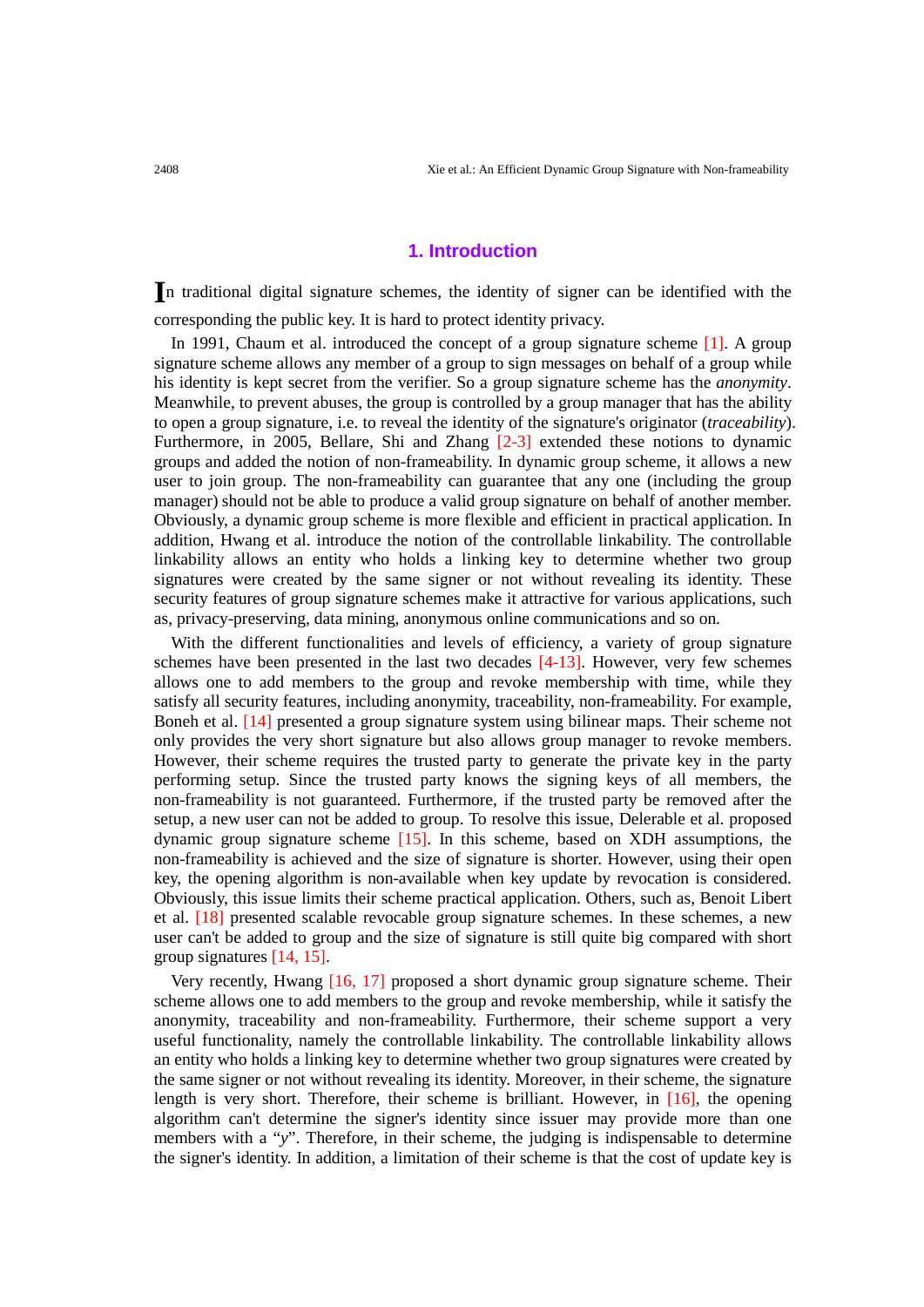## 1. Introduction

In traditional digital signature schemes, the identity of signer can be identified with the corresponding the public key. It is hard to protect identity privacy.

In 1991, Chaum et al. introduced the concept of a group signature scheme [1]. A group signature scheme allows any member of a group to sign messages on behalf of a group while his identity is kept secret from the verifier. So a group signature scheme has the *anonymity*. Meanwhile, to prevent abuses, the group is controlled by a group manager that has the ability to open a group signature, i.e. to reveal the identity of the signature's originator (*traceability*). Furthermore, in 2005, Bellare, Shi and Zhang [2-3] extended these notions to dynamic groups and added the notion of non-frameability. In dynamic group scheme, it allows a new user to join group. The non-frameability can guarantee that any one (including the group manager) should not be able to produce a valid group signature on behalf of another member. Obviously, a dynamic group scheme is more flexible and efficient in practical application. In addition, Hwang et al. introduce the notion of the controllable linkability. The controllable linkability allows an entity who holds a linking key to determine whether two group signatures were created by the same signer or not without revealing its identity. These security features of group signature schemes make it attractive for various applications, such as, privacy-preserving, data mining, anonymous online communications and so on.

With the different functionalities and levels of efficiency, a variety of group signature schemes have been presented in the last two decades [4-13]. However, very few schemes allows one to add members to the group and revoke membership with time, while they satisfy all security features, including anonymity, traceability, non-frameability. For example, Boneh et al. [14] presented a group signature system using bilinear maps. Their scheme not only provides the very short signature but also allows group manager to revoke members. However, their scheme requires the trusted party to generate the private key in the party performing setup. Since the trusted party knows the signing keys of all members, the non-frameability is not guaranteed. Furthermore, if the trusted party be removed after the setup, a new user can not be added to group. To resolve this issue, Delerable et al. proposed dynamic group signature scheme [15]. In this scheme, based on XDH assumptions, the non-frameability is achieved and the size of signature is shorter. However, using their open key, the opening algorithm is non-available when key update by revocation is considered. Obviously, this issue limits their scheme practical application. Others, such as, Benoit Libert et al. [18] presented scalable revocable group signature schemes. In these schemes, a new user can't be added to group and the size of signature is still quite big compared with short group signatures [14, 15].

Very recently, Hwang [16, 17] proposed a short dynamic group signature scheme. Their scheme allows one to add members to the group and revoke membership, while it satisfy the anonymity, traceability and non-frameability. Furthermore, their scheme support a very useful functionality, namely the controllable linkability. The controllable linkability allows an entity who holds a linking key to determine whether two group signatures were created by the same signer or not without revealing its identity. Moreover, in their scheme, the signature length is very short. Therefore, their scheme is brilliant. However, in [16], the opening algorithm can't determine the signer's identity since issuer may provide more than one members with a "*y*". Therefore, in their scheme, the judging is indispensable to determine the signer's identity. In addition, a limitation of their scheme is that the cost of update key is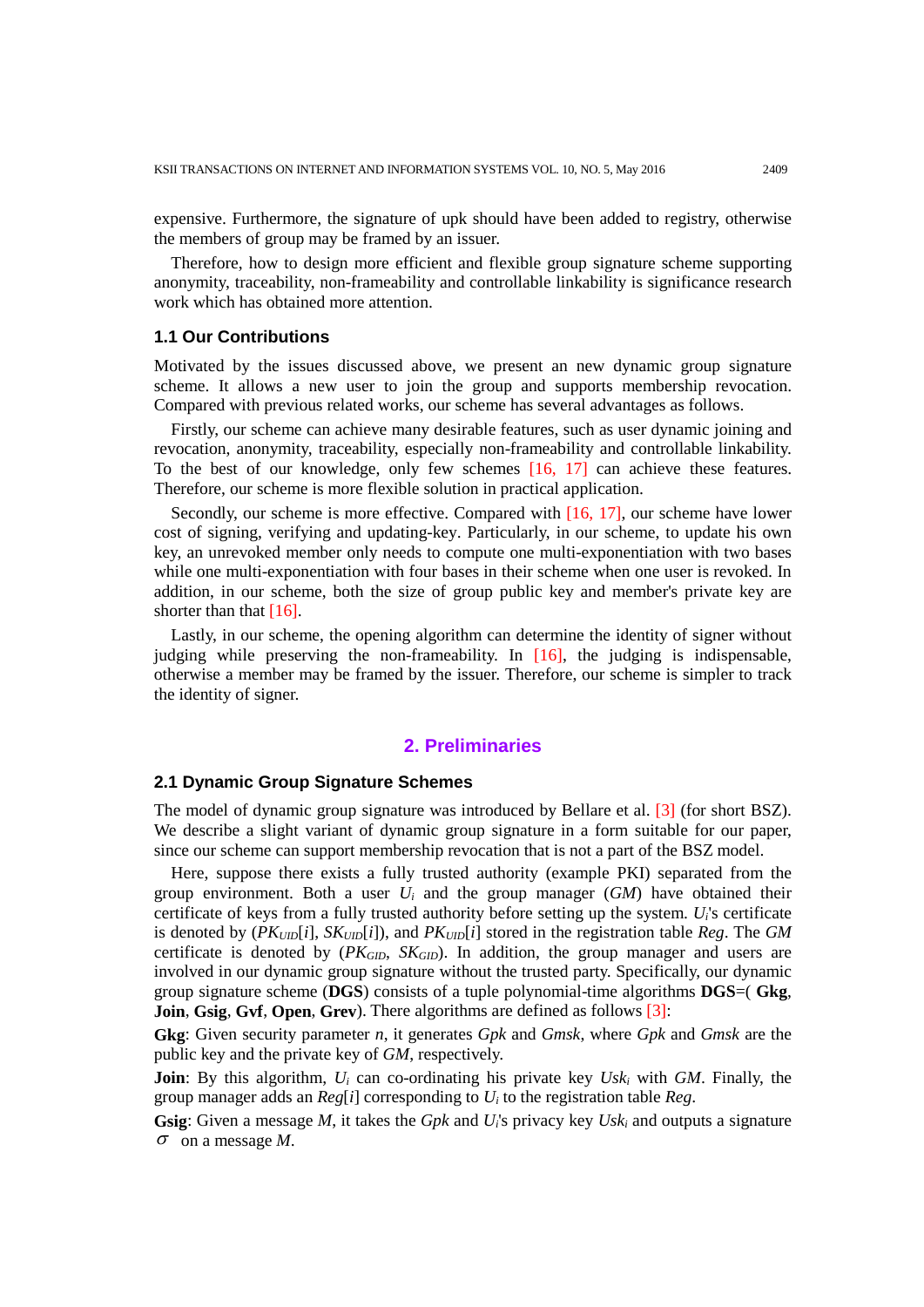expensive. Furthermore, the signature of upk should have been added to registry, otherwise the members of group may be framed by an issuer.

Therefore, how to design more efficient and flexible group signature scheme supporting anonymity, traceability, non-frameability and controllable linkability is significance research work which has obtained more attention.

### 1.1 Our Contributions

Motivated by the issues discussed above, we present an new dynamic group signature scheme. It allows a new user to join the group and supports membership revocation. Compared with previous related works, our scheme has several advantages as follows.

Firstly, our scheme can achieve many desirable features, such as user dynamic joining and revocation, anonymity, traceability, especially non-frameability and controllable linkability. To the best of our knowledge, only few schemes [16, 17] can achieve these features. Therefore, our scheme is more flexible solution in practical application.

Secondly, our scheme is more effective. Compared with [16, 17], our scheme have lower cost of signing, verifying and updating-key. Particularly, in our scheme, to update his own key, an unrevoked member only needs to compute one multi-exponentiation with two bases while one multi-exponentiation with four bases in their scheme when one user is revoked. In addition, in our scheme, both the size of group public key and member's private key are shorter than that [16].

Lastly, in our scheme, the opening algorithm can determine the identity of signer without judging while preserving the non-frameability. In [16], the judging is indispensable, otherwise a member may be framed by the issuer. Therefore, our scheme is simpler to track the identity of signer.

## 2. Preliminaries

### 2.1 Dynamic Group Signature Schemes

The model of dynamic group signature was introduced by Bellare et al. [3] (for short BSZ). We describe a slight variant of dynamic group signature in a form suitable for our paper, since our scheme can support membership revocation that is not a part of the BSZ model.

Here, suppose there exists a fully trusted authority (example PKI) separated from the group environment. Both a user $U_i$ and the group manager (*GM*) have obtained their certificate of keys from a fully trusted authority before setting up the system. $U_i$'s certificate is denoted by ($PK_{UID}[i]$, $SK_{UID}[i]$), and $PK_{UID}[i]$ stored in the registration table *Reg*. The *GM* certificate is denoted by ($PK_{GID}$, $SK_{GID}$). In addition, the group manager and users are involved in our dynamic group signature without the trusted party. Specifically, our dynamic group signature scheme (**DGS**) consists of a tuple polynomial-time algorithms **DGS**=( **Gkg**, **Join**, **Gsig**, **Gvf**, **Open**, **Grev**). There algorithms are defined as follows [3]:

**Gkg**: Given security parameter *n*, it generates *Gpk* and *Gmsk*, where *Gpk* and *Gmsk* are the public key and the private key of *GM*, respectively.

**Join**: By this algorithm, $U_i$ can co-ordinating his private key $Usk_i$ with *GM*. Finally, the group manager adds an *Reg*[*i*] corresponding to $U_i$ to the registration table *Reg*.

**Gsig**: Given a message *M*, it takes the *Gpk* and $U_i$'s privacy key $Usk_i$ and outputs a signature $\sigma$ on a message *M*.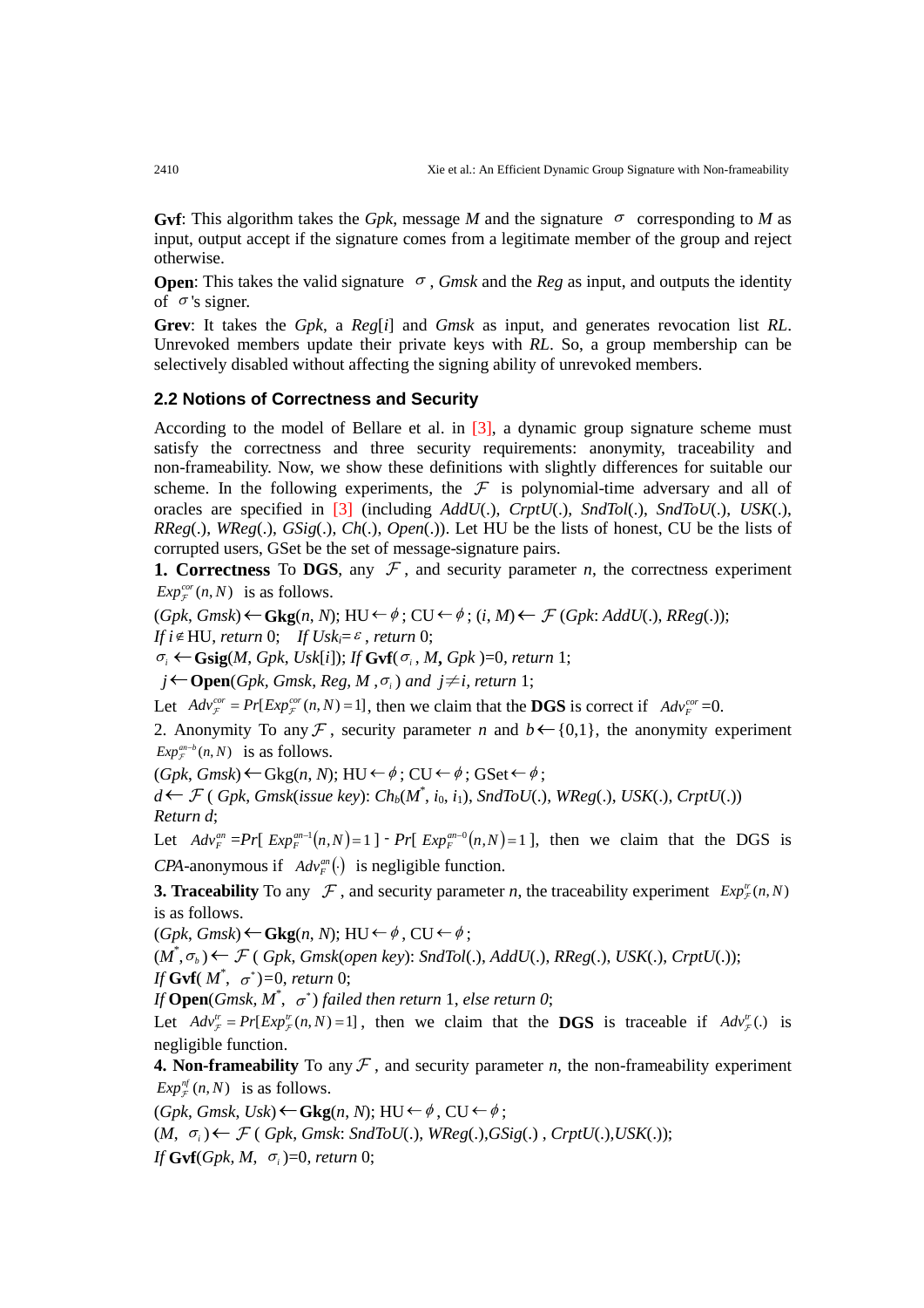**Gvf**: This algorithm takes the *Gpk*, message *M* and the signature $\sigma$ corresponding to *M* as input, output accept if the signature comes from a legitimate member of the group and reject otherwise.

**Open**: This takes the valid signature $\sigma$, *Gmsk* and the *Reg* as input, and outputs the identity of $\sigma$'s signer.

**Grev**: It takes the *Gpk*, a *Reg*[*i*] and *Gmsk* as input, and generates revocation list *RL*. Unrevoked members update their private keys with *RL*. So, a group membership can be selectively disabled without affecting the signing ability of unrevoked members.

### 2.2 Notions of Correctness and Security

According to the model of Bellare et al. in [3], a dynamic group signature scheme must satisfy the correctness and three security requirements: anonymity, traceability and non-frameability. Now, we show these definitions with slightly differences for suitable our scheme. In the following experiments, the $\mathcal{F}$ is polynomial-time adversary and all of oracles are specified in [3] (including *AddU*(.), *CrptU*(.), *SndTol*(.), *SndToU*(.), *USK*(.), *RReg*(.), *WReg*(.), *GSig*(.), *Ch*(.), *Open*(.)). Let HU be the lists of honest, CU be the lists of corrupted users, GSet be the set of message-signature pairs.

**1. Correctness** To **DGS**, any $\mathcal{F}$, and security parameter *n*, the correctness experiment $Exp_{\mathcal{F}}^{cor}(n,N)$ is as follows.

$(Gpk, Gmsk) \leftarrow$ **Gkg**$(n, N)$; $HU \leftarrow \phi$; $CU \leftarrow \phi$; $(i, M) \leftarrow \mathcal{F}(Gpk$: $AddU(.)$, $RReg(.))$;

*If* $i \notin HU$, *return* 0; *If* $Usk_i = \varepsilon$, *return* 0;

$\sigma_i \leftarrow$ **Gsig**$(M, Gpk, Usk[i])$; *If* **Gvf**$(\sigma_i, M, Gpk) = 0$, *return* 1;

$j \leftarrow$ **Open**$(Gpk, Gmsk, Reg, M, \sigma_i)$ *and* $j \neq i$, *return* 1;

Let $Adv_{\mathcal{F}}^{cor} = Pr[Exp_{\mathcal{F}}^{cor}(n,N)=1]$, then we claim that the **DGS** is correct if $Adv_{F}^{cor} = 0$.

2. Anonymity To any $\mathcal{F}$, security parameter *n* and $b \leftarrow \{0,1\}$, the anonymity experiment $Exp_{\mathcal{F}}^{an-b}(n,N)$ is as follows.

$(Gpk, Gmsk) \leftarrow Gkg(n, N)$; $HU \leftarrow \phi$; $CU \leftarrow \phi$; $GSet \leftarrow \phi$;

$d \leftarrow \mathcal{F}$ ( *Gpk*, *Gmsk*(*issue key*): $Ch_b(M^*, i_0, i_1)$, *SndToU*(.), *WReg*(.), *USK*(.), *CrptU*(.))

*Return d*;

Let $Adv_{F}^{an} = Pr[\,Exp_{F}^{an-1}(n,N)=1\,] - Pr[\,Exp_{F}^{an-0}(n,N)=1\,]$, then we claim that the DGS is *CPA*-anonymous if $Adv_{F}^{an}(\cdot)$ is negligible function.

**3. Traceability** To any $\mathcal{F}$, and security parameter *n*, the traceability experiment $Exp_{\mathcal{F}}^{tr}(n,N)$ is as follows.

$(Gpk, Gmsk) \leftarrow$ **Gkg**$(n, N)$; $HU \leftarrow \phi$, $CU \leftarrow \phi$;

$(M^*, \sigma_b) \leftarrow \mathcal{F}$ ( *Gpk*, *Gmsk*(*open key*): *SndTol*(.), *AddU*(.), *RReg*(.), *USK*(.), *CrptU*(.));

*If* **Gvf**$(M^*, \sigma^*) = 0$, *return* 0;

*If* **Open**$(Gmsk, M^*, \sigma^*)$ *failed then return* 1, *else return 0*;

Let $Adv_{\mathcal{F}}^{tr} = Pr[Exp_{\mathcal{F}}^{tr}(n,N)=1]$, then we claim that the **DGS** is traceable if $Adv_{\mathcal{F}}^{tr}(.)$ is negligible function.

**4. Non-frameability** To any $\mathcal{F}$, and security parameter *n*, the non-frameability experiment $Exp_{\mathcal{F}}^{nf}(n,N)$ is as follows.

$(Gpk, Gmsk, Usk) \leftarrow$ **Gkg**$(n, N)$; $HU \leftarrow \phi$, $CU \leftarrow \phi$;

$(M, \sigma_i) \leftarrow \mathcal{F}$ ( *Gpk*, *Gmsk*: *SndToU*(.), *WReg*(.),*GSig*(.) , *CrptU*(.),*USK*(.));

*If* **Gvf**$(Gpk, M, \sigma_i) = 0$, *return* 0;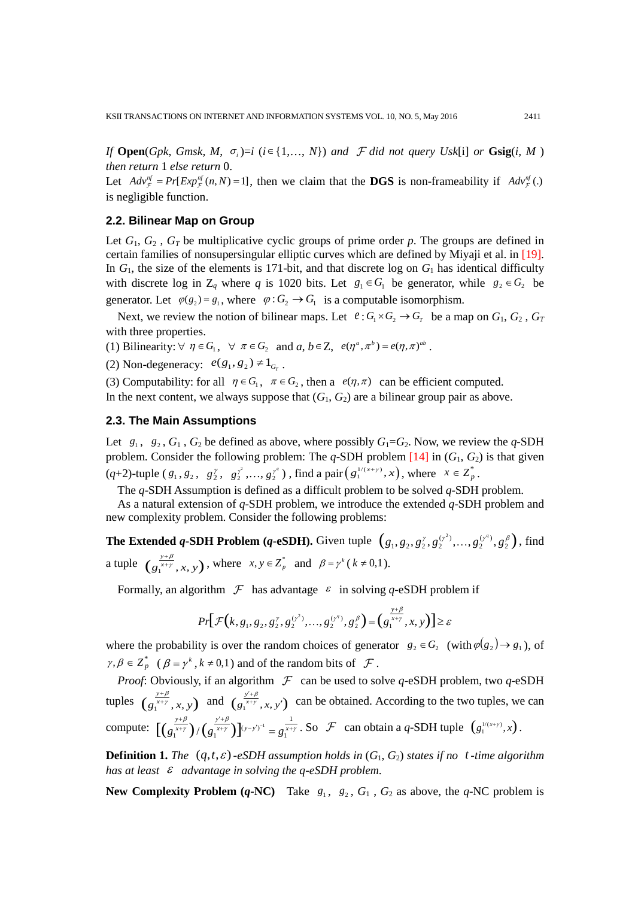*If* **Open**(*Gpk, Gmsk, M,* $\sigma_i$)=*i* ($i \in \{1,\ldots, N\}$) *and* $\mathcal{F}$ *did not query Usk*[i] *or* **Gsig**(*i, M* ) *then return* 1 *else return* 0.

Let $Adv_{\mathcal{F}}^{nf} = Pr[Exp_{\mathcal{F}}^{nf}(n, N) = 1]$, then we claim that the **DGS** is non-frameability if $Adv_{\mathcal{F}}^{nf}(.)$ is negligible function.

### 2.2. Bilinear Map on Group

Let $G_1$, $G_2$ , $G_T$ be multiplicative cyclic groups of prime order *p*. The groups are defined in certain families of nonsupersingular elliptic curves which are defined by Miyaji et al. in [19]. In $G_1$, the size of the elements is 171-bit, and that discrete log on $G_1$ has identical difficulty with discrete log in $Z_q$ where *q* is 1020 bits. Let $g_1 \in G_1$ be generator, while $g_2 \in G_2$ be generator. Let $\varphi(g_2) = g_1$, where $\varphi : G_2 \to G_1$ is a computable isomorphism.

Next, we review the notion of bilinear maps. Let $e : G_1 \times G_2 \to G_T$ be a map on $G_1$, $G_2$ , $G_T$ with three properties.

(1) Bilinearity: $\forall\ \eta \in G_1,\ \forall\ \pi \in G_2$ and $a, b \in Z$, $e(\eta^a, \pi^b) = e(\eta, \pi)^{ab}$.

(2) Non-degeneracy: $e(g_1, g_2) \neq 1_{G_T}$.

(3) Computability: for all $\eta \in G_1,\ \pi \in G_2$, then a $e(\eta, \pi)$ can be efficient computed.

In the next content, we always suppose that ($G_1$, $G_2$) are a bilinear group pair as above.

### 2.3. The Main Assumptions

Let $g_1$, $g_2$, $G_1$ , $G_2$ be defined as above, where possibly $G_1$=$G_2$. Now, we review the *q*-SDH problem. Consider the following problem: The *q*-SDH problem [14] in ($G_1$, $G_2$) is that given (*q*+2)-tuple ($g_1, g_2,\ g_2^{\gamma},\ g_2^{\gamma^2}, \ldots, g_2^{\gamma^q}$), find a pair $\left(g_1^{1/(x+\gamma)}, x\right)$, where $x \in Z_p^*$.

The *q*-SDH Assumption is defined as a difficult problem to be solved *q*-SDH problem.

As a natural extension of *q*-SDH problem, we introduce the extended *q*-SDH problem and new complexity problem. Consider the following problems:

**The Extended *q*-SDH Problem (*q*-eSDH).** Given tuple $\left(g_1, g_2, g_2^{\gamma}, g_2^{(\gamma^2)}, \ldots, g_2^{(\gamma^q)}, g_2^{\beta}\right)$, find a tuple $\left(g_1^{\frac{y+\beta}{x+\gamma}}, x, y\right)$, where $x, y \in Z_p^*$ and $\beta = \gamma^k$ ($k \neq 0,1$).

Formally, an algorithm $\mathcal{F}$ has advantage $\varepsilon$ in solving *q*-eSDH problem if

$$Pr\left[\mathcal{F}\left(k, g_1, g_2, g_2^{\gamma}, g_2^{(\gamma^2)}, \ldots, g_2^{(\gamma^q)}, g_2^{\beta}\right) = \left(g_1^{\frac{y+\beta}{x+\gamma}}, x, y\right)\right] \geq \varepsilon$$

where the probability is over the random choices of generator $g_2 \in G_2$ (with $\varphi(g_2) \to g_1$), of $\gamma, \beta \in Z_p^*$ ($\beta = \gamma^k, k \neq 0,1$) and of the random bits of $\mathcal{F}$.

*Proof*: Obviously, if an algorithm $\mathcal{F}$ can be used to solve *q*-eSDH problem, two *q*-eSDH tuples $\left(g_1^{\frac{y+\beta}{x+\gamma}}, x, y\right)$ and $\left(g_1^{\frac{y'+\beta}{x+\gamma}}, x, y'\right)$ can be obtained. According to the two tuples, we can compute: $\left[\left(g_1^{\frac{y+\beta}{x+\gamma}}\right) / \left(g_1^{\frac{y'+\beta}{x+\gamma}}\right)\right]^{(y-y')^{-1}} = g_1^{\frac{1}{x+\gamma}}$. So $\mathcal{F}$ can obtain a *q*-SDH tuple $\left(g_1^{1/(x+\gamma)}, x\right)$.

**Definition 1.** *The* $(q, t, \varepsilon)$ *-eSDH assumption holds in* ($G_1$, $G_2$) *states if no* $t$ *-time algorithm has at least* $\varepsilon$ *advantage in solving the q-eSDH problem.*

**New Complexity Problem (*q*-NC)** Take $g_1$, $g_2$, $G_1$ , $G_2$ as above, the *q*-NC problem is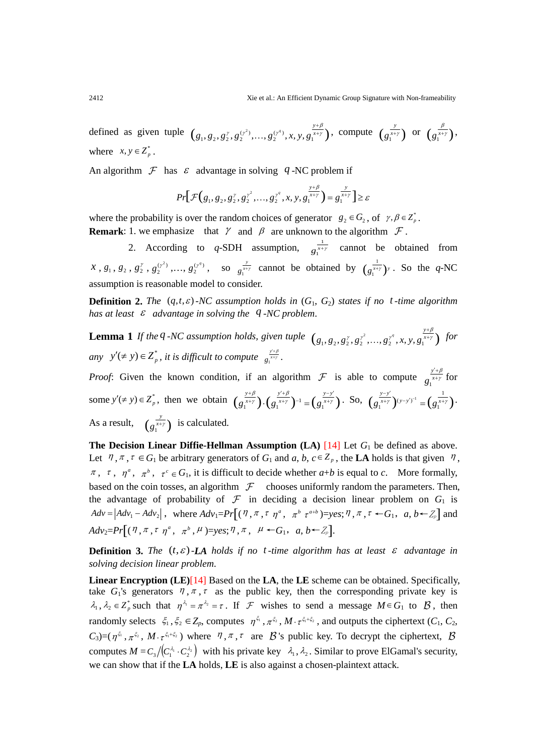defined as given tuple $\left(g_1, g_2, g_2^{\gamma}, g_2^{(\gamma^2)}, \ldots, g_2^{(\gamma^q)}, x, y, g_1^{\frac{y+\beta}{x+\gamma}}\right)$, compute $\left(g_1^{\frac{y}{x+\gamma}}\right)$ or $\left(g_1^{\frac{\beta}{x+\gamma}}\right)$, where $x, y \in Z_p^*$.

An algorithm $\mathcal{F}$ has $\varepsilon$ advantage in solving $q$-NC problem if

$$Pr\left[\mathcal{F}\left(g_1, g_2, g_2^{\gamma}, g_2^{\gamma^2}, \ldots, g_2^{\gamma^q}, x, y, g_1^{\frac{y+\beta}{x+\gamma}}\right) = g_1^{\frac{y}{x+\gamma}}\right] \geq \varepsilon$$

where the probability is over the random choices of generator $g_2 \in G_2$, of $\gamma, \beta \in Z_p^*$.

**Remark**: 1. we emphasize that $\gamma$ and $\beta$ are unknown to the algorithm $\mathcal{F}$.

2. According to $q$-SDH assumption, $g_1^{\frac{1}{x+\gamma}}$ cannot be obtained from $x$, $g_1$, $g_2$, $g_2^{\gamma}$, $g_2^{(\gamma^2)}$, …, $g_2^{(\gamma^q)}$, so $g_1^{\frac{y}{x+\gamma}}$ cannot be obtained by $\left(g_1^{\frac{1}{x+\gamma}}\right)^y$. So the $q$-NC assumption is reasonable model to consider.

**Definition 2.** *The* $(q,t,\varepsilon)$*-NC assumption holds in* ($G_1$, $G_2$) *states if no* $t$*-time algorithm has at least* $\varepsilon$ *advantage in solving the* $q$*-NC problem*.

**Lemma 1** *If the* $q$*-NC assumption holds, given tuple* $\left(g_1, g_2, g_2^{\gamma}, g_2^{\gamma^2}, \ldots, g_2^{\gamma^q}, x, y, g_1^{\frac{y+\beta}{x+\gamma}}\right)$ *for any* $y'(\neq y) \in Z_p^*$, *it is difficult to compute* $g_1^{\frac{y'+\beta}{x+\gamma}}$.

*Proof*: Given the known condition, if an algorithm $\mathcal{F}$ is able to compute $g_1^{\frac{y'+\beta}{x+\gamma}}$ for some $y'(\neq y) \in Z_p^*$, then we obtain $\left(g_1^{\frac{y+\beta}{x+\gamma}}\right) \cdot \left(g_1^{\frac{y'+\beta}{x+\gamma}}\right)^{-1} = \left(g_1^{\frac{y-y'}{x+\gamma}}\right)$. So, $\left(g_1^{\frac{y-y'}{x+\gamma}}\right)^{(y-y')^{-1}} = \left(g_1^{\frac{1}{x+\gamma}}\right)$. As a result, $\left(g_1^{\frac{y}{x+\gamma}}\right)$ is calculated.

**The Decision Linear Diffie-Hellman Assumption (LA)** [14] Let $G_1$ be defined as above. Let $\eta, \pi, \tau \in G_1$ be arbitrary generators of $G_1$ and $a$, $b$, $c \in Z_p$, the **LA** holds is that given $\eta$, $\pi$, $\tau$, $\eta^a$, $\pi^b$, $\tau^c \in G_1$, it is difficult to decide whether $a$+$b$ is equal to $c$. More formally, based on the coin tosses, an algorithm $\mathcal{F}$ chooses uniformly random the parameters. Then, the advantage of probability of $\mathcal{F}$ in deciding a decision linear problem on $G_1$ is $Adv = \left|Adv_1 - Adv_2\right|$, where $Adv_1 = Pr\left[(\eta, \pi, \tau\ \eta^a,\ \pi^b\ \tau^{a+b}) = yes; \eta, \pi, \tau \leftarrow G_1,\ a, b \leftarrow Z_p\right]$ and $Adv_2 = Pr\left[(\eta, \pi, \tau\ \eta^a,\ \pi^b, \mu) = yes; \eta, \pi,\ \mu \leftarrow G_1,\ a, b \leftarrow Z_p\right]$.

**Definition 3.** *The* $(t,\varepsilon)$*-**LA** holds if no* $t$*-time algorithm has at least* $\varepsilon$ *advantage in solving decision linear problem.*

**Linear Encryption (LE)**[14] Based on the **LA**, the **LE** scheme can be obtained. Specifically, take $G_1$'s generators $\eta, \pi, \tau$ as the public key, then the corresponding private key is $\lambda_1, \lambda_2 \in Z_p^*$ such that $\eta^{\lambda_1} = \pi^{\lambda_2} = \tau$. If $\mathcal{F}$ wishes to send a message $M \in G_1$ to $\mathcal{B}$, then randomly selects $\xi_1, \xi_2 \in Z_p$, computes $\eta^{\xi_1}, \pi^{\xi_2}, M \cdot \tau^{\xi_1+\xi_2}$, and outputs the ciphertext ($C_1$, $C_2$, $C_3$)=($\eta^{\xi_1}, \pi^{\xi_2}, M \cdot \tau^{\xi_1+\xi_2}$) where $\eta, \pi, \tau$ are $\mathcal{B}$'s public key. To decrypt the ciphertext, $\mathcal{B}$ computes $M = C_3 / \left(C_1^{\lambda_1} \cdot C_2^{\lambda_2}\right)$ with his private key $\lambda_1, \lambda_2$. Similar to prove ElGamal's security, we can show that if the **LA** holds, **LE** is also against a chosen-plaintext attack.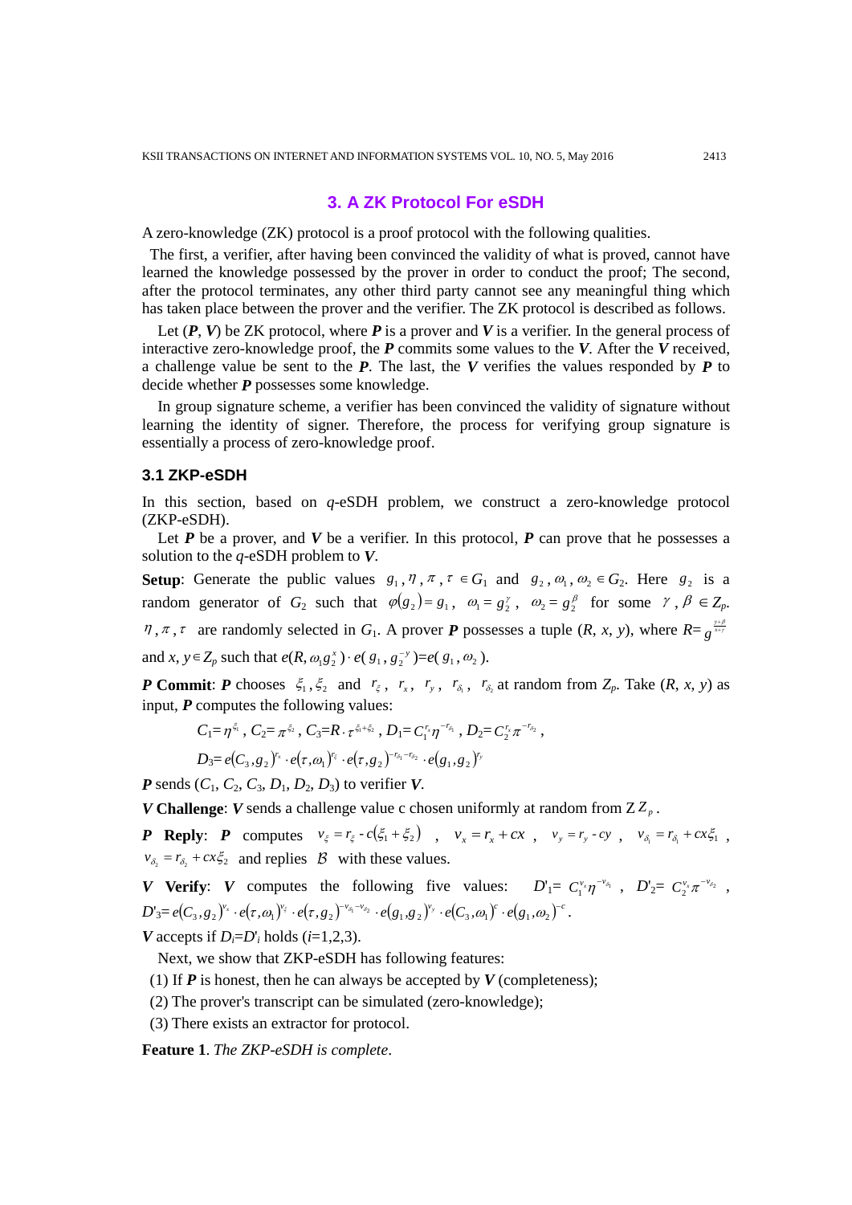## 3. A ZK Protocol For eSDH

A zero-knowledge (ZK) protocol is a proof protocol with the following qualities.

The first, a verifier, after having been convinced the validity of what is proved, cannot have learned the knowledge possessed by the prover in order to conduct the proof; The second, after the protocol terminates, any other third party cannot see any meaningful thing which has taken place between the prover and the verifier. The ZK protocol is described as follows.

Let (***P***, ***V***) be ZK protocol, where ***P*** is a prover and ***V*** is a verifier. In the general process of interactive zero-knowledge proof, the ***P*** commits some values to the ***V***. After the ***V*** received, a challenge value be sent to the ***P***. The last, the ***V*** verifies the values responded by ***P*** to decide whether ***P*** possesses some knowledge.

In group signature scheme, a verifier has been convinced the validity of signature without learning the identity of signer. Therefore, the process for verifying group signature is essentially a process of zero-knowledge proof.

### 3.1 ZKP-eSDH

In this section, based on $q$-eSDH problem, we construct a zero-knowledge protocol (ZKP-eSDH).

Let ***P*** be a prover, and ***V*** be a verifier. In this protocol, ***P*** can prove that he possesses a solution to the $q$-eSDH problem to ***V***.

**Setup**: Generate the public values $g_1, \eta, \pi, \tau \in G_1$ and $g_2, \omega_1, \omega_2 \in G_2$. Here $g_2$ is a random generator of $G_2$ such that $\varphi(g_2) = g_1$, $\omega_1 = g_2^{\gamma}$, $\omega_2 = g_2^{\beta}$ for some $\gamma, \beta \in Z_p$. $\eta, \pi, \tau$ are randomly selected in $G_1$. A prover ***P*** possesses a tuple ($R$, $x$, $y$), where $R = g^{\frac{y+\beta}{x+\gamma}}$ and $x, y \in Z_p$ such that $e(R, \omega_1 g_2^x) \cdot e(g_1, g_2^{-y}) = e(g_1, \omega_2)$.

***P*** **Commit**: ***P*** chooses $\xi_1, \xi_2$ and $r_\xi$, $r_x$, $r_y$, $r_{\delta_1}$, $r_{\delta_2}$ at random from $Z_p$. Take ($R$, $x$, $y$) as input, ***P*** computes the following values:

$$C_1 = \eta^{\xi_1},\ C_2 = \pi^{\xi_2},\ C_3 = R \cdot \tau^{\xi_1 + \xi_2},\ D_1 = C_1^{r_x} \eta^{-r_{\delta_1}},\ D_2 = C_2^{r_x} \pi^{-r_{\delta_2}},$$

$$D_3 = e(C_3, g_2)^{r_x} \cdot e(\tau, \omega_1)^{r_\xi} \cdot e(\tau, g_2)^{-r_{\delta_1} - r_{\delta_2}} \cdot e(g_1, g_2)^{r_y}$$

***P*** sends ($C_1$, $C_2$, $C_3$, $D_1$, $D_2$, $D_3$) to verifier ***V***.

***V*** **Challenge**: ***V*** sends a challenge value c chosen uniformly at random from $Z_p$.

***P*** **Reply**: ***P*** computes $v_\xi = r_\xi - c(\xi_1 + \xi_2)$, $v_x = r_x + cx$, $v_y = r_y - cy$, $v_{\delta_1} = r_{\delta_1} + cx\xi_1$, $v_{\delta_2} = r_{\delta_2} + cx\xi_2$ and replies $\mathcal{B}$ with these values.

***V*** **Verify**: ***V*** computes the following five values: $D'_1 = C_1^{v_x} \eta^{-v_{\delta_1}}$, $D'_2 = C_2^{v_x} \pi^{-v_{\delta_2}}$, $D'_3 = e(C_3, g_2)^{v_x} \cdot e(\tau, \omega_1)^{v_\xi} \cdot e(\tau, g_2)^{-v_{\delta_1} - v_{\delta_2}} \cdot e(g_1, g_2)^{v_y} \cdot e(C_3, \omega_1)^{c} \cdot e(g_1, \omega_2)^{-c}$.

***V*** accepts if $D_i = D'_i$ holds ($i$=1,2,3).

Next, we show that ZKP-eSDH has following features:

(1) If ***P*** is honest, then he can always be accepted by ***V*** (completeness);

(2) The prover's transcript can be simulated (zero-knowledge);

(3) There exists an extractor for protocol.

**Feature 1**. *The ZKP-eSDH is complete*.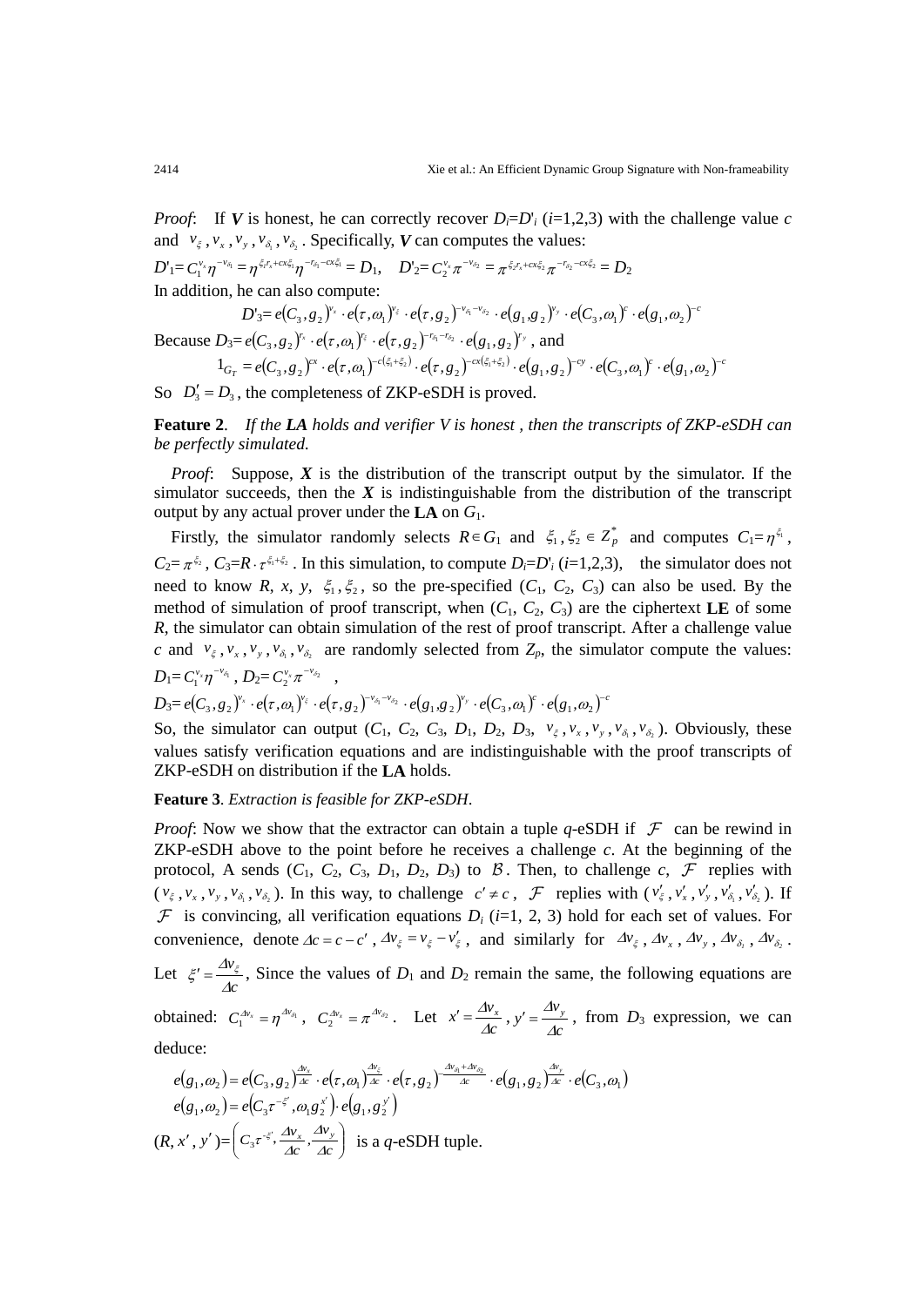*Proof*: If $\boldsymbol{V}$ is honest, he can correctly recover $D_i$=$D'_i$ ($i$=1,2,3) with the challenge value $c$ and $v_\xi, v_x, v_y, v_{\delta_1}, v_{\delta_2}$. Specifically, $\boldsymbol{V}$ can computes the values:

$D'_1 = C_1^{v_x}\eta^{-v_{\delta_1}} = \eta^{\xi_1 r_x + cx\xi_1}\eta^{-r_{\delta_1} - cx\xi_1} = D_1$, $\quad D'_2 = C_2^{v_x}\pi^{-v_{\delta_2}} = \pi^{\xi_2 r_x + cx\xi_2}\pi^{-r_{\delta_2} - cx\xi_2} = D_2$

In addition, he can also compute:

$$D'_3 = e(C_3, g_2)^{v_x} \cdot e(\tau, \omega_1)^{v_\xi} \cdot e(\tau, g_2)^{-v_{\delta_1} - v_{\delta_2}} \cdot e(g_1, g_2)^{v_y} \cdot e(C_3, \omega_1)^c \cdot e(g_1, \omega_2)^{-c}$$

Because $D_3 = e(C_3, g_2)^{r_x} \cdot e(\tau, \omega_1)^{r_\xi} \cdot e(\tau, g_2)^{-r_{\delta_1} - r_{\delta_2}} \cdot e(g_1, g_2)^{r_y}$, and

$$1_{G_T} = e(C_3, g_2)^{cx} \cdot e(\tau, \omega_1)^{-c(\xi_1+\xi_2)} \cdot e(\tau, g_2)^{-cx(\xi_1+\xi_2)} \cdot e(g_1, g_2)^{-cy} \cdot e(C_3, \omega_1)^c \cdot e(g_1, \omega_2)^{-c}$$

So $D'_3 = D_3$, the completeness of ZKP-eSDH is proved.

**Feature 2**. *If the **LA** holds and verifier V is honest , then the transcripts of ZKP-eSDH can be perfectly simulated.*

*Proof*: Suppose, $\boldsymbol{X}$ is the distribution of the transcript output by the simulator. If the simulator succeeds, then the $\boldsymbol{X}$ is indistinguishable from the distribution of the transcript output by any actual prover under the **LA** on $G_1$.

Firstly, the simulator randomly selects $R \in G_1$ and $\xi_1, \xi_2 \in Z_p^*$ and computes $C_1 = \eta^{\xi_1}$, $C_2 = \pi^{\xi_2}$, $C_3 = R \cdot \tau^{\xi_1+\xi_2}$. In this simulation, to compute $D_i$=$D'_i$ ($i$=1,2,3), the simulator does not need to know $R$, $x$, $y$, $\xi_1, \xi_2$, so the pre-specified ($C_1$, $C_2$, $C_3$) can also be used. By the method of simulation of proof transcript, when ($C_1$, $C_2$, $C_3$) are the ciphertext **LE** of some $R$, the simulator can obtain simulation of the rest of proof transcript. After a challenge value $c$ and $v_\xi, v_x, v_y, v_{\delta_1}, v_{\delta_2}$ are randomly selected from $Z_p$, the simulator compute the values:

$D_1 = C_1^{v_x}\eta^{-v_{\delta_1}}$, $D_2 = C_2^{v_x}\pi^{-v_{\delta_2}}$ ,

$D_3 = e(C_3, g_2)^{v_x} \cdot e(\tau, \omega_1)^{v_\xi} \cdot e(\tau, g_2)^{-v_{\delta_1} - v_{\delta_2}} \cdot e(g_1, g_2)^{v_y} \cdot e(C_3, \omega_1)^c \cdot e(g_1, \omega_2)^{-c}$

So, the simulator can output ($C_1$, $C_2$, $C_3$, $D_1$, $D_2$, $D_3$, $v_\xi, v_x, v_y, v_{\delta_1}, v_{\delta_2}$). Obviously, these values satisfy verification equations and are indistinguishable with the proof transcripts of ZKP-eSDH on distribution if the **LA** holds.

**Feature 3**. *Extraction is feasible for ZKP-eSDH*.

*Proof*: Now we show that the extractor can obtain a tuple $q$-eSDH if $\mathcal{F}$ can be rewind in ZKP-eSDH above to the point before he receives a challenge $c$. At the beginning of the protocol, A sends ($C_1$, $C_2$, $C_3$, $D_1$, $D_2$, $D_3$) to $\mathcal{B}$. Then, to challenge $c$, $\mathcal{F}$ replies with ($v_\xi, v_x, v_y, v_{\delta_1}, v_{\delta_2}$). In this way, to challenge $c' \neq c$, $\mathcal{F}$ replies with ($v'_\xi, v'_x, v'_y, v'_{\delta_1}, v'_{\delta_2}$). If $\mathcal{F}$ is convincing, all verification equations $D_i$ ($i$=1, 2, 3) hold for each set of values. For convenience, denote $\Delta c = c - c'$, $\Delta v_\xi = v_\xi - v'_\xi$, and similarly for $\Delta v_\xi, \Delta v_x, \Delta v_y, \Delta v_{\delta_1}, \Delta v_{\delta_2}$.

Let $\xi' = \frac{\Delta v_\xi}{\Delta c}$, Since the values of $D_1$ and $D_2$ remain the same, the following equations are obtained: $C_1^{\Delta v_x} = \eta^{\Delta v_{\delta_1}}$, $C_2^{\Delta v_x} = \pi^{\Delta v_{\delta_2}}$. Let $x' = \frac{\Delta v_x}{\Delta c}, y' = \frac{\Delta v_y}{\Delta c}$, from $D_3$ expression, we can deduce:

$$e(g_1, \omega_2) = e(C_3, g_2)^{\frac{\Delta v_x}{\Delta c}} \cdot e(\tau, \omega_1)^{\frac{\Delta v_\xi}{\Delta c}} \cdot e(\tau, g_2)^{-\frac{\Delta v_{\delta_1} + \Delta v_{\delta_2}}{\Delta c}} \cdot e(g_1, g_2)^{\frac{\Delta v_y}{\Delta c}} \cdot e(C_3, \omega_1)$$

$$e(g_1, \omega_2) = e\left(C_3\tau^{-\xi'}, \omega_1 g_2^{x'}\right) \cdot e\left(g_1, g_2^{y'}\right)$$

$(R, x', y') = \left(C_3\tau^{-\xi'}, \frac{\Delta v_x}{\Delta c}, \frac{\Delta v_y}{\Delta c}\right)$ is a $q$-eSDH tuple.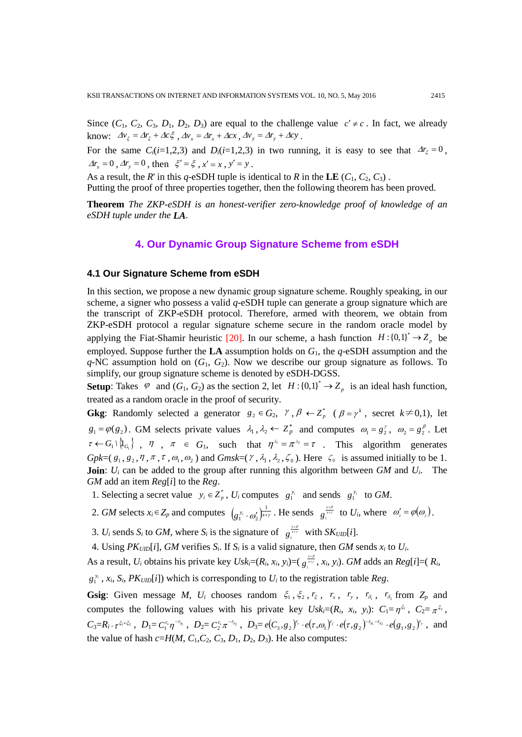Since ($C_1$, $C_2$, $C_3$, $D_1$, $D_2$, $D_3$) are equal to the challenge value $c' \neq c$. In fact, we already know: $\Delta v_{\xi} = \Delta r_{\xi} + \Delta c\xi$, $\Delta v_x = \Delta r_x + \Delta cx$, $\Delta v_y = \Delta r_y + \Delta cy$.

For the same $C_i$($i$=1,2,3) and $D_i$($i$=1,2,3) in two running, it is easy to see that $\Delta r_{\xi} = 0$, $\Delta r_x = 0$, $\Delta r_y = 0$, then $\xi' = \xi$, $x' = x$, $y' = y$.

As a result, the $R'$ in this $q$-eSDH tuple is identical to $R$ in the **LE** ($C_1$, $C_2$, $C_3$).

Putting the proof of three properties together, then the following theorem has been proved.

**Theorem** *The ZKP-eSDH is an honest-verifier zero-knowledge proof of knowledge of an eSDH tuple under the **LA**.*

## 4. Our Dynamic Group Signature Scheme from eSDH

### 4.1 Our Signature Scheme from eSDH

In this section, we propose a new dynamic group signature scheme. Roughly speaking, in our scheme, a signer who possess a valid $q$-eSDH tuple can generate a group signature which are the transcript of ZKP-eSDH protocol. Therefore, armed with theorem, we obtain from ZKP-eSDH protocol a regular signature scheme secure in the random oracle model by applying the Fiat-Shamir heuristic [20]. In our scheme, a hash function $H:\{0,1\}^* \rightarrow Z_p$ be employed. Suppose further the **LA** assumption holds on $G_1$, the $q$-eSDH assumption and the $q$-NC assumption hold on ($G_1$, $G_2$). Now we describe our group signature as follows. To simplify, our group signature scheme is denoted by eSDH-DGSS.

**Setup**: Takes $\varphi$ and ($G_1$, $G_2$) as the section 2, let $H:\{0,1\}^* \rightarrow Z_p$ is an ideal hash function, treated as a random oracle in the proof of security.

**Gkg**: Randomly selected a generator $g_2 \in G_2$, $\gamma, \beta \leftarrow Z_p^*$ ($\beta = \gamma^k$, secret $k \neq 0,1$), let $g_1 = \varphi(g_2)$. GM selects private values $\lambda_1, \lambda_2 \leftarrow Z_p^*$ and computes $\omega_1 = g_2^{\gamma}$, $\omega_2 = g_2^{\beta}$. Let $\tau \leftarrow G_1 \setminus \{1_{G_1}\}$, $\eta$, $\pi \in G_1$, such that $\eta^{\lambda_1} = \pi^{\lambda_2} = \tau$. This algorithm generates $Gpk$=($g_1, g_2, \eta, \pi, \tau, \omega_1, \omega_2$) and $Gmsk$=($\gamma, \lambda_1, \lambda_2, \zeta_0$). Here $\zeta_0$ is assumed initially to be 1.

**Join**: $U_i$ can be added to the group after running this algorithm between *GM* and $U_i$. The *GM* add an item *Reg*[$i$] to the *Reg*.

1. Selecting a secret value $y_i \in Z_p^*$, $U_i$ computes $g_1^{y_i}$ and sends $g_1^{y_i}$ to *GM*.
2. *GM* selects $x_i \in Z_p$ and computes $(g_1^{y_i} \cdot \omega_2')^{\frac{1}{x+\gamma}}$. He sends $g_1^{\frac{y+\beta}{x+\gamma}}$ to $U_i$, where $\omega_2' = \varphi(\omega_2)$.
3. $U_i$ sends $S_i$ to *GM*, where $S_i$ is the signature of $g_1^{\frac{y+\beta}{x+\gamma}}$ with $SK_{UID}[i]$.
4. Using $PK_{UID}[i]$, *GM* verifies $S_i$. If $S_i$ is a valid signature, then *GM* sends $x_i$ to $U_i$.

As a result, $U_i$ obtains his private key $Usk_i$=($R_i$, $x_i$, $y_i$)=( $g_1^{\frac{y+\beta}{x+\gamma}}$, $x_i$, $y_i$). *GM* adds an *Reg*[$i$]=( $R_i$, $g_1^{y_i}$, $x_i$, $S_i$, $PK_{UID}[i]$) which is corresponding to $U_i$ to the registration table *Reg*.

**Gsig**: Given message $M$, $U_i$ chooses random $\xi_1, \xi_2, r_{\xi}, r_x, r_y, r_{\delta_1}, r_{\delta_2}$ from $Z_p$ and computes the following values with his private key $Usk_i$=($R_i$, $x_i$, $y_i$): $C_1 = \eta^{\xi_1}$, $C_2 = \pi^{\xi_2}$, $C_3 = R_i \cdot \tau^{\xi_1+\xi_2}$, $D_1 = C_1^{r_x}\eta^{-r_{\delta_1}}$, $D_2 = C_2^{r_x}\pi^{-r_{\delta_2}}$, $D_3 = e(C_3, g_2)^{r_x} \cdot e(\tau, \omega_1)^{r_{\xi}} \cdot e(\tau, g_2)^{-r_{\delta_1}-r_{\delta_2}} \cdot e(g_1, g_2)^{r_y}$, and the value of hash $c$=$H$($M$, $C_1$,$C_2$, $C_3$, $D_1$, $D_2$, $D_3$). He also computes: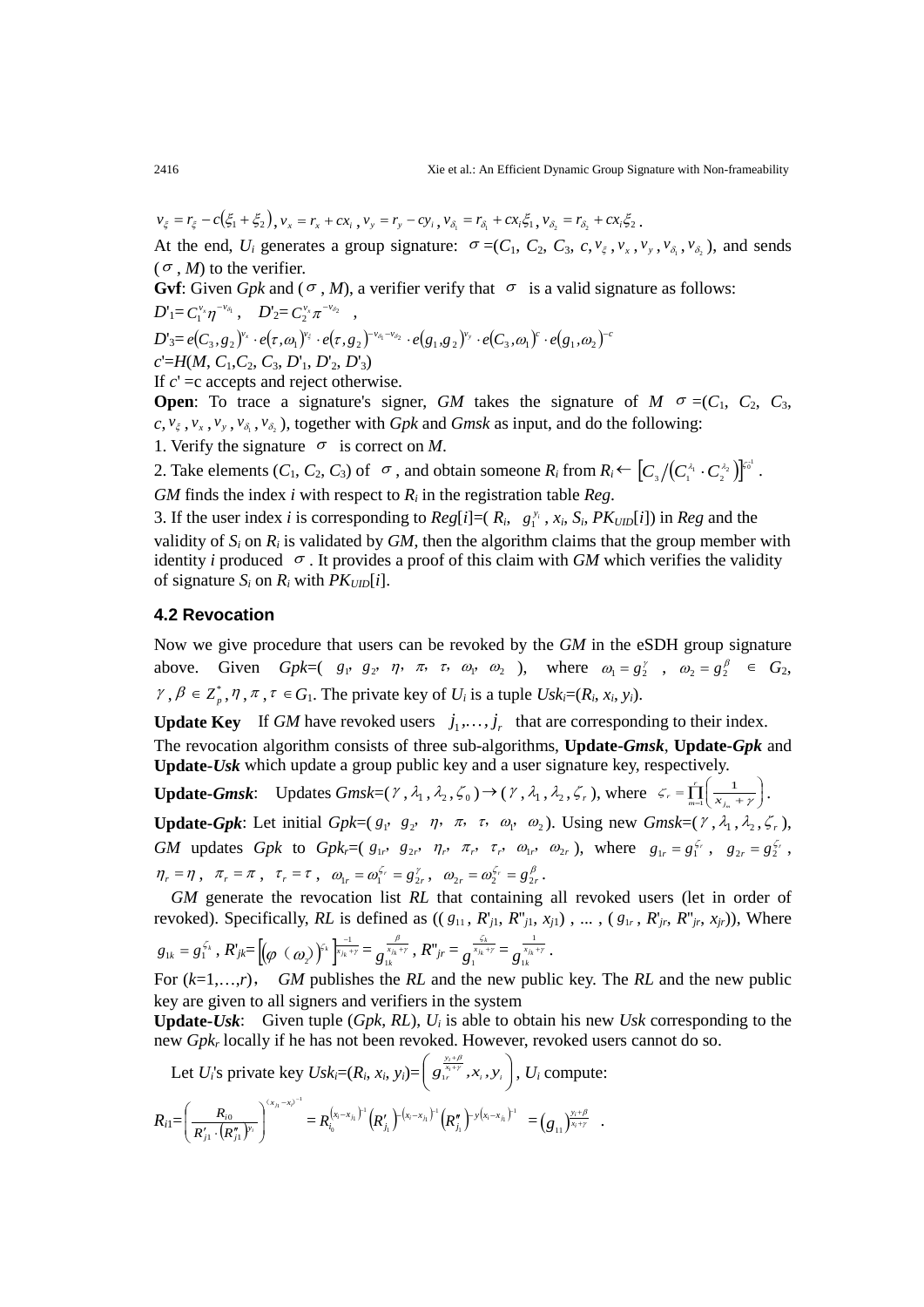$v_{\xi} = r_{\xi} - c(\xi_1 + \xi_2)$, $v_x = r_x + cx_i$, $v_y = r_y - cy_i$, $v_{\delta_1} = r_{\delta_1} + cx_i\xi_1$, $v_{\delta_2} = r_{\delta_2} + cx_i\xi_2$.

At the end, $U_i$ generates a group signature: $\sigma$ =($C_1$, $C_2$, $C_3$, $c$, $v_{\xi}$, $v_x$, $v_y$, $v_{\delta_1}$, $v_{\delta_2}$), and sends ($\sigma$, $M$) to the verifier.

**Gvf**: Given *Gpk* and ($\sigma$, $M$), a verifier verify that $\sigma$ is a valid signature as follows:

$D'_1 = C_1^{v_x}\eta^{-v_{\delta_1}}$, $D'_2 = C_2^{v_x}\pi^{-v_{\delta_2}}$,

$D'_3 = e(C_3, g_2)^{v_x} \cdot e(\tau, \omega_1)^{v_{\xi}} \cdot e(\tau, g_2)^{-v_{\delta_1} - v_{\delta_2}} \cdot e(g_1, g_2)^{v_y} \cdot e(C_3, \omega_1)^{c} \cdot e(g_1, \omega_2)^{-c}$

$c' = H(M, C_1, C_2, C_3, D'_1, D'_2, D'_3)$

If $c'$ =c accepts and reject otherwise.

**Open**: To trace a signature's signer, *GM* takes the signature of *M* $\sigma$ =($C_1$, $C_2$, $C_3$, $c$, $v_{\xi}$, $v_x$, $v_y$, $v_{\delta_1}$, $v_{\delta_2}$), together with *Gpk* and *Gmsk* as input, and do the following:

1. Verify the signature $\sigma$ is correct on *M*.
2. Take elements ($C_1$, $C_2$, $C_3$) of $\sigma$, and obtain someone $R_i$ from $R_i \leftarrow \left[C_3 / \left(C_1^{\lambda_1} \cdot C_2^{\lambda_2}\right)\right]^{\zeta_0^{-1}}$.

*GM* finds the index *i* with respect to $R_i$ in the registration table *Reg*.

3. If the user index *i* is corresponding to $Reg[i]$=( $R_i$, $g_1^{y_i}$, $x_i$, $S_i$, $PK_{UID}[i]$) in *Reg* and the validity of $S_i$ on $R_i$ is validated by *GM*, then the algorithm claims that the group member with identity *i* produced $\sigma$. It provides a proof of this claim with *GM* which verifies the validity of signature $S_i$ on $R_i$ with $PK_{UID}[i]$.

### 4.2 Revocation

Now we give procedure that users can be revoked by the *GM* in the eSDH group signature above. Given *Gpk*=( $g_1$, $g_2$, $\eta$, $\pi$, $\tau$, $\omega_1$, $\omega_2$ ), where $\omega_1 = g_2^{\gamma}$, $\omega_2 = g_2^{\beta}$ $\in$ $G_2$, $\gamma, \beta \in Z_p^*$, $\eta, \pi, \tau \in G_1$. The private key of $U_i$ is a tuple $Usk_i$=($R_i$, $x_i$, $y_i$).

**Update Key** If *GM* have revoked users $j_1, \ldots, j_r$ that are corresponding to their index.

The revocation algorithm consists of three sub-algorithms, **Update-*Gmsk***, **Update-*Gpk*** and **Update-*Usk*** which update a group public key and a user signature key, respectively.

**Update-*Gmsk***: Updates *Gmsk*=( $\gamma, \lambda_1, \lambda_2, \zeta_0$ ) $\rightarrow$ ( $\gamma, \lambda_1, \lambda_2, \zeta_r$ ), where $\zeta_r = \prod_{m=1}^{r}\left(\frac{1}{x_{j_m} + \gamma}\right)$.

**Update-*Gpk***: Let initial *Gpk*=( $g_1$, $g_2$, $\eta$, $\pi$, $\tau$, $\omega_1$, $\omega_2$ ). Using new *Gmsk*=( $\gamma, \lambda_1, \lambda_2, \zeta_r$ ), *GM* updates *Gpk* to $Gpk_r$=( $g_{1r}$, $g_{2r}$, $\eta_r$, $\pi_r$, $\tau_r$, $\omega_{1r}$, $\omega_{2r}$ ), where $g_{1r} = g_1^{\zeta_r}$, $g_{2r} = g_2^{\zeta_r}$, $\eta_r = \eta$, $\pi_r = \pi$, $\tau_r = \tau$, $\omega_{1r} = \omega_1^{\zeta_r} = g_{2r}^{\gamma}$, $\omega_{2r} = \omega_2^{\zeta_r} = g_{2r}^{\beta}$.

*GM* generate the revocation list *RL* that containing all revoked users (let in order of revoked). Specifically, *RL* is defined as (( $g_{11}$, $R'_{j1}$, $R''_{j1}$, $x_{j1}$) , ... , ( $g_{1r}$, $R'_{jr}$, $R''_{jr}$, $x_{jr}$)), Where $g_{1k} = g_1^{\zeta_k}$, $R'_{jk} = \left[\left(\varphi(\omega_2)\right)^{\zeta_k}\right]^{\frac{-1}{x_{j_k}+\gamma}} = g_{1k}^{\frac{\beta}{x_{j_k}+\gamma}}$, $R''_{jr} = g_1^{\frac{\zeta_k}{x_{j_k}+\gamma}} = g_{1k}^{\frac{1}{x_{j_k}+\gamma}}$.

For ($k$=1,…,$r$), *GM* publishes the *RL* and the new public key. The *RL* and the new public key are given to all signers and verifiers in the system

**Update-*Usk***: Given tuple (*Gpk*, *RL*), $U_i$ is able to obtain his new *Usk* corresponding to the new $Gpk_r$ locally if he has not been revoked. However, revoked users cannot do so.

Let $U_i$'s private key $Usk_i$=($R_i$, $x_i$, $y_i$)=$\left(g_{1r}^{\frac{y_i+\beta}{x_i+\gamma}}, x_i, y_i\right)$, $U_i$ compute:

$$R_{i1} = \left(\frac{R_{i0}}{R'_{j1} \cdot \left(R''_{j1}\right)^{y_i}}\right)^{(x_{j_1} - x_i)^{-1}} = R_{i_0}^{(x_i - x_{j_1})^{-1}}\left(R'_{j_1}\right)^{-(x_i - x_{j_1})^{-1}}\left(R''_{j_1}\right)^{-y(x_i - x_{j_1})^{-1}} = \left(g_{11}\right)^{\frac{y_i+\beta}{x_i+\gamma}}.$$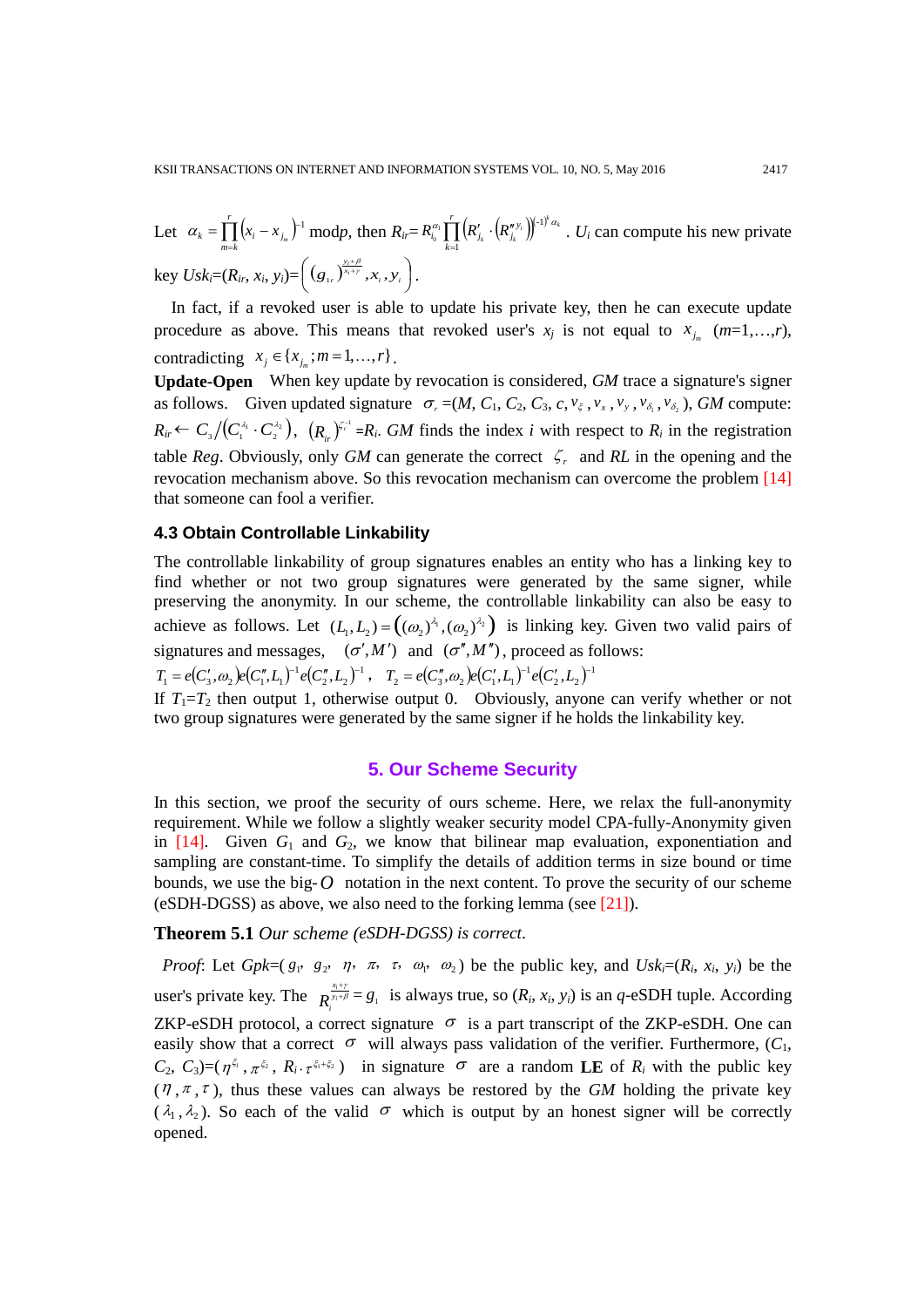Let $\alpha_k = \prod_{m=k}^{r}\left(x_i - x_{j_m}\right)^{-1}$ mod$p$, then $R_{ir}$= $R_{i_0}^{\alpha_1}\prod_{k=1}^{r}\left(R'_{j_k}\cdot\left(R''^{\,y_i}_{j_k}\right)\right)^{(-1)^k\alpha_k}$. $U_i$ can compute his new private key $Usk_i$=($R_{ir}$, $x_i$, $y_i$)= $\left(\left(g_{1r}\right)^{\frac{y_i+\beta}{x_i+\gamma}}, x_i, y_i\right)$.

In fact, if a revoked user is able to update his private key, then he can execute update procedure as above. This means that revoked user's $x_j$ is not equal to $x_{j_m}$ ($m$=1,…,$r$), contradicting $x_j \in \{x_{j_m}; m=1,\ldots,r\}$.

**Update-Open** When key update by revocation is considered, *GM* trace a signature's signer as follows. Given updated signature $\sigma_r$ =($M$, $C_1$, $C_2$, $C_3$, $c$, $v_\xi$, $v_x$, $v_y$, $v_{\delta_1}$, $v_{\delta_2}$), *GM* compute: $R_{ir} \leftarrow C_3/\left(C_1^{\lambda_1}\cdot C_2^{\lambda_2}\right)$, $\left(R_{ir}\right)^{\zeta_r^{-1}}$=$R_i$. *GM* finds the index $i$ with respect to $R_i$ in the registration table *Reg*. Obviously, only *GM* can generate the correct $\zeta_r$ and *RL* in the opening and the revocation mechanism above. So this revocation mechanism can overcome the problem [14] that someone can fool a verifier.

### 4.3 Obtain Controllable Linkability

The controllable linkability of group signatures enables an entity who has a linking key to find whether or not two group signatures were generated by the same signer, while preserving the anonymity. In our scheme, the controllable linkability can also be easy to achieve as follows. Let $(L_1, L_2) = \left((\omega_2)^{\lambda_1}, (\omega_2)^{\lambda_2}\right)$ is linking key. Given two valid pairs of signatures and messages, $(\sigma', M')$ and $(\sigma'', M'')$, proceed as follows:

$T_1 = e(C'_3, \omega_2)e(C''_1, L_1)^{-1}e(C''_2, L_2)^{-1}$, $T_2 = e(C''_3, \omega_2)e(C'_1, L_1)^{-1}e(C'_2, L_2)^{-1}$

If $T_1$=$T_2$ then output 1, otherwise output 0. Obviously, anyone can verify whether or not two group signatures were generated by the same signer if he holds the linkability key.

## 5. Our Scheme Security

In this section, we proof the security of ours scheme. Here, we relax the full-anonymity requirement. While we follow a slightly weaker security model CPA-fully-Anonymity given in [14]. Given $G_1$ and $G_2$, we know that bilinear map evaluation, exponentiation and sampling are constant-time. To simplify the details of addition terms in size bound or time bounds, we use the big-$O$ notation in the next content. To prove the security of our scheme (eSDH-DGSS) as above, we also need to the forking lemma (see [21]).

**Theorem 5.1** *Our scheme (eSDH-DGSS) is correct*.

*Proof*: Let $Gpk$=( $g_1$, $g_2$, $\eta$, $\pi$, $\tau$, $\omega_1$, $\omega_2$) be the public key, and $Usk_i$=($R_i$, $x_i$, $y_i$) be the user's private key. The $R_i^{\frac{x_i+\gamma}{y_i+\beta}} = g_1$ is always true, so ($R_i$, $x_i$, $y_i$) is an $q$-eSDH tuple. According ZKP-eSDH protocol, a correct signature $\sigma$ is a part transcript of the ZKP-eSDH. One can easily show that a correct $\sigma$ will always pass validation of the verifier. Furthermore, ($C_1$, $C_2$, $C_3$)=( $\eta^{\xi_1}$, $\pi^{\xi_2}$, $R_i\cdot\tau^{\xi_1+\xi_2}$ ) in signature $\sigma$ are a random **LE** of $R_i$ with the public key ($\eta$, $\pi$, $\tau$), thus these values can always be restored by the *GM* holding the private key ($\lambda_1$, $\lambda_2$). So each of the valid $\sigma$ which is output by an honest signer will be correctly opened.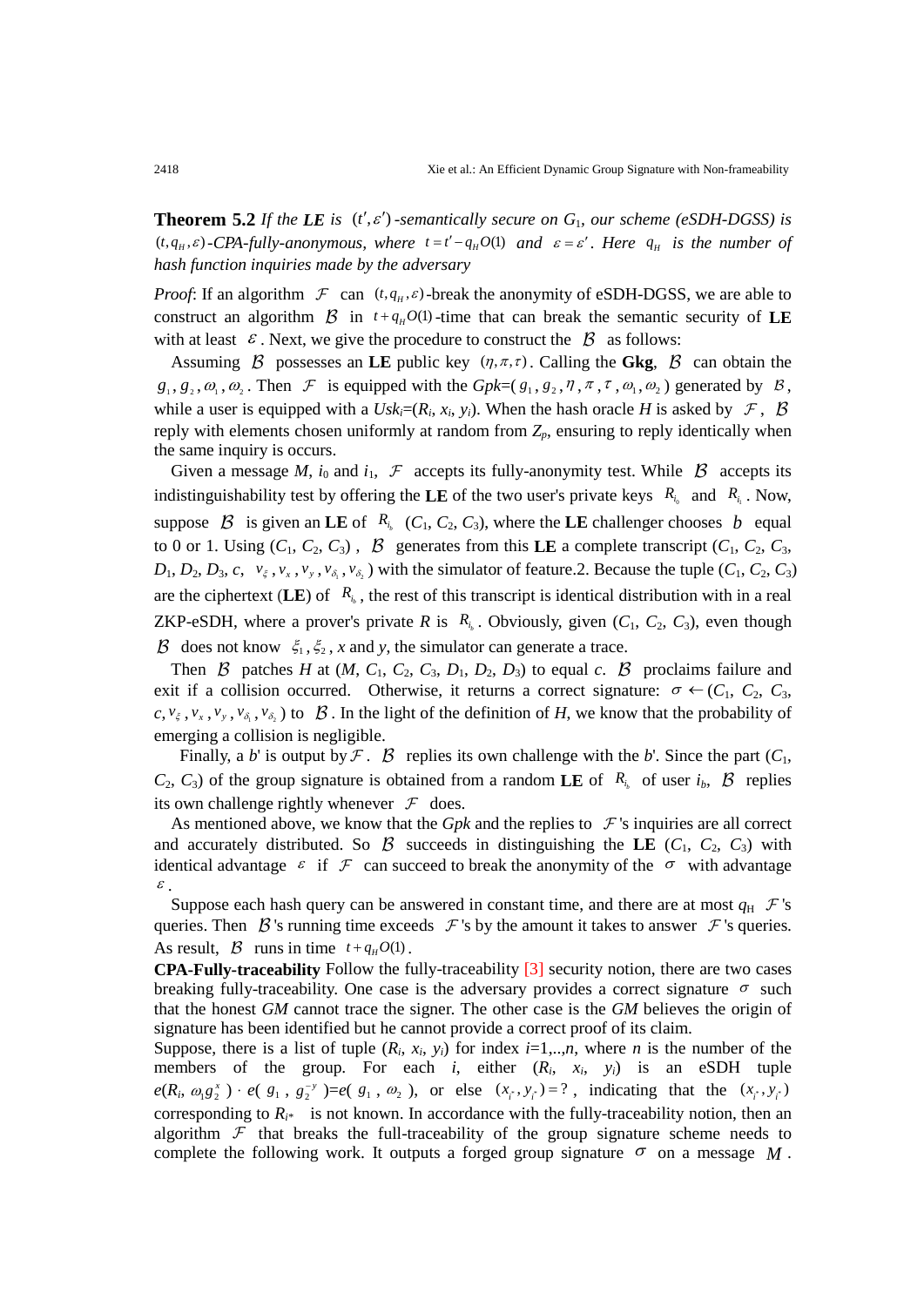**Theorem 5.2** *If the **LE** is* $(t', \varepsilon')$*-semantically secure on* $G_1$*, our scheme (eSDH-DGSS) is* $(t, q_H, \varepsilon)$*-CPA-fully-anonymous, where* $t = t' - q_H O(1)$ *and* $\varepsilon = \varepsilon'$*. Here* $q_H$ *is the number of hash function inquiries made by the adversary*

*Proof*: If an algorithm $\mathcal{F}$ can $(t, q_H, \varepsilon)$-break the anonymity of eSDH-DGSS, we are able to construct an algorithm $\mathcal{B}$ in $t + q_H O(1)$-time that can break the semantic security of **LE** with at least $\varepsilon$. Next, we give the procedure to construct the $\mathcal{B}$ as follows:

Assuming $\mathcal{B}$ possesses an **LE** public key $(\eta, \pi, \tau)$. Calling the **Gkg**, $\mathcal{B}$ can obtain the $g_1, g_2, \omega_1, \omega_2$. Then $\mathcal{F}$ is equipped with the $Gpk$=($g_1, g_2, \eta, \pi, \tau, \omega_1, \omega_2$) generated by $\mathcal{B}$, while a user is equipped with a $Usk_i$=($R_i$, $x_i$, $y_i$). When the hash oracle $H$ is asked by $\mathcal{F}$, $\mathcal{B}$ reply with elements chosen uniformly at random from $Z_p$, ensuring to reply identically when the same inquiry is occurs.

Given a message $M$, $i_0$ and $i_1$, $\mathcal{F}$ accepts its fully-anonymity test. While $\mathcal{B}$ accepts its indistinguishability test by offering the **LE** of the two user's private keys $R_{i_0}$ and $R_{i_1}$. Now, suppose $\mathcal{B}$ is given an **LE** of $R_{i_b}$ ($C_1$, $C_2$, $C_3$), where the **LE** challenger chooses $b$ equal to 0 or 1. Using ($C_1$, $C_2$, $C_3$), $\mathcal{B}$ generates from this **LE** a complete transcript ($C_1$, $C_2$, $C_3$, $D_1$, $D_2$, $D_3$, $c$, $v_\xi, v_x, v_y, v_{\delta_1}, v_{\delta_2}$) with the simulator of feature.2. Because the tuple ($C_1$, $C_2$, $C_3$) are the ciphertext (**LE**) of $R_{i_b}$, the rest of this transcript is identical distribution with in a real ZKP-eSDH, where a prover's private $R$ is $R_{i_b}$. Obviously, given ($C_1$, $C_2$, $C_3$), even though $\mathcal{B}$ does not know $\xi_1, \xi_2$, $x$ and $y$, the simulator can generate a trace.

Then $\mathcal{B}$ patches $H$ at ($M$, $C_1$, $C_2$, $C_3$, $D_1$, $D_2$, $D_3$) to equal $c$. $\mathcal{B}$ proclaims failure and exit if a collision occurred. Otherwise, it returns a correct signature: $\sigma \leftarrow$ ($C_1$, $C_2$, $C_3$, $c$, $v_\xi, v_x, v_y, v_{\delta_1}, v_{\delta_2}$) to $\mathcal{B}$. In the light of the definition of $H$, we know that the probability of emerging a collision is negligible.

Finally, a $b'$ is output by $\mathcal{F}$. $\mathcal{B}$ replies its own challenge with the $b'$. Since the part ($C_1$, $C_2$, $C_3$) of the group signature is obtained from a random **LE** of $R_{i_b}$ of user $i_b$, $\mathcal{B}$ replies its own challenge rightly whenever $\mathcal{F}$ does.

As mentioned above, we know that the $Gpk$ and the replies to $\mathcal{F}$'s inquiries are all correct and accurately distributed. So $\mathcal{B}$ succeeds in distinguishing the **LE** ($C_1$, $C_2$, $C_3$) with identical advantage $\varepsilon$ if $\mathcal{F}$ can succeed to break the anonymity of the $\sigma$ with advantage $\varepsilon$.

Suppose each hash query can be answered in constant time, and there are at most $q_H$ $\mathcal{F}$'s queries. Then $\mathcal{B}$'s running time exceeds $\mathcal{F}$'s by the amount it takes to answer $\mathcal{F}$'s queries. As result, $\mathcal{B}$ runs in time $t + q_H O(1)$.

**CPA-Fully-traceability** Follow the fully-traceability [3] security notion, there are two cases breaking fully-traceability. One case is the adversary provides a correct signature $\sigma$ such that the honest $GM$ cannot trace the signer. The other case is the $GM$ believes the origin of signature has been identified but he cannot provide a correct proof of its claim.

Suppose, there is a list of tuple ($R_i$, $x_i$, $y_i$) for index $i$=1,..,$n$, where $n$ is the number of the members of the group. For each $i$, either ($R_i$, $x_i$, $y_i$) is an eSDH tuple $e(R_i, \omega_1 g_2^{x}) \cdot e(g_1, g_2^{-y}) = e(g_1, \omega_2)$, or else $(x_{i^*}, y_{i^*}) = ?$, indicating that the $(x_{i^*}, y_{i^*})$ corresponding to $R_{i^*}$ is not known. In accordance with the fully-traceability notion, then an algorithm $\mathcal{F}$ that breaks the full-traceability of the group signature scheme needs to complete the following work. It outputs a forged group signature $\sigma$ on a message $M$.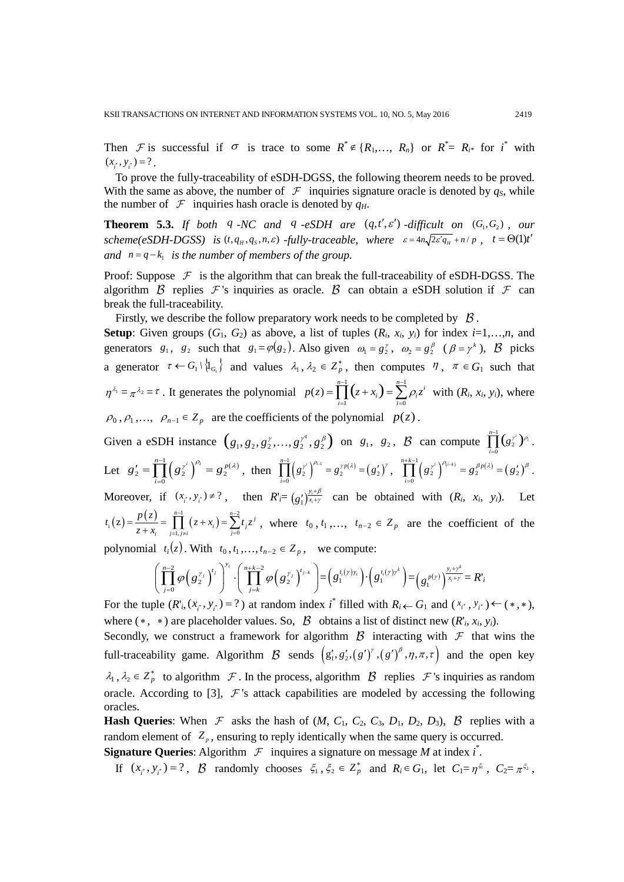Then $\mathcal{F}$ is successful if $\sigma$ is trace to some $R^* \notin \{R_1,\ldots, R_n\}$ or $R^* = R_{i^*}$ for $i^*$ with $(x_{i^*}, y_{i^*}) = ?$.

To prove the fully-traceability of eSDH-DGSS, the following theorem needs to be proved. With the same as above, the number of $\mathcal{F}$ inquiries signature oracle is denoted by $q_S$, while the number of $\mathcal{F}$ inquiries hash oracle is denoted by $q_H$.

**Theorem 5.3.** *If both $q$-NC and $q$-eSDH are $(q,t',\varepsilon')$-difficult on $(G_1,G_2)$, our scheme(eSDH-DGSS) is $(t,q_H,q_S,n,\varepsilon)$-fully-traceable, where $\varepsilon = 4n\sqrt{2\varepsilon' q_H} + n/p$, $t = \Theta(1)t'$ and $n = q - k_1$ is the number of members of the group.*

Proof: Suppose $\mathcal{F}$ is the algorithm that can break the full-traceability of eSDH-DGSS. The algorithm $\mathcal{B}$ replies $\mathcal{F}$'s inquiries as oracle. $\mathcal{B}$ can obtain a eSDH solution if $\mathcal{F}$ can break the full-traceability.

Firstly, we describe the follow preparatory work needs to be completed by $\mathcal{B}$.

**Setup**: Given groups ($G_1$, $G_2$) as above, a list of tuples ($R_i$, $x_i$, $y_i$) for index $i$=1,…,$n$, and generators $g_1$, $g_2$ such that $g_1 = \varphi(g_2)$. Also given $\omega_1 = g_2^{\gamma}$, $\omega_2 = g_2^{\beta}$ ($\beta = \gamma^k$), $\mathcal{B}$ picks a generator $\tau \leftarrow G_1 \setminus \{1_{G_1}\}$ and values $\lambda_1, \lambda_2 \in Z_p^*$, then computes $\eta$, $\pi \in G_1$ such that $\eta^{\lambda_1} = \pi^{\lambda_2} = \tau$. It generates the polynomial $p(z) = \prod_{i=1}^{n-1}(z + x_i) = \sum_{i=0}^{n-1} \rho_i z^i$ with ($R_i$, $x_i$, $y_i$), where $\rho_0, \rho_1, \ldots, \rho_{n-1} \in Z_p$ are the coefficients of the polynomial $p(z)$.

Given a eSDH instance $\left(g_1, g_2, g_2^{\gamma}, \ldots, g_2^{\gamma^q}, g_2^{\beta}\right)$ on $g_1$, $g_2$, $\mathcal{B}$ can compute $\prod_{i=0}^{n-1}\left(g_2^{\gamma^i}\right)^{\rho_i}$.

Let $g_2' = \prod_{i=0}^{n-1}\left(g_2^{\gamma^i}\right)^{\rho_i} = g_2^{p(\lambda)}$, then $\prod_{i=0}^{n-1}\left(g_2^{\gamma^i}\right)^{\rho_{i-1}} = g_2^{\gamma p(\lambda)} = (g_2')^{\gamma}$, $\prod_{i=0}^{n+k-1}\left(g_2^{\gamma^i}\right)^{\rho(i-k)} = g_2^{\beta p(\lambda)} = (g_2')^{\beta}$.

Moreover, if $(x_{i^*}, y_{i^*}) \neq ?$, then $R'_i = (g_1')^{\frac{y_i+\beta}{x_i+\gamma}}$ can be obtained with ($R_i$, $x_i$, $y_i$). Let $t_i(z) = \frac{p(z)}{z+x_i} = \prod_{j=1, j\neq i}^{n-1}(z+x_i) = \sum_{j=0}^{n-2} t_j z^j$, where $t_0, t_1, \ldots, t_{n-2} \in Z_p$ are the coefficient of the polynomial $t_i(z)$. With $t_0, t_1, \ldots, t_{n-2} \in Z_p$, we compute:

$$\left(\prod_{j=0}^{n-2}\varphi\left(g_2^{\gamma_j}\right)^{t_j}\right)^{y_i} \cdot \left(\prod_{j=k}^{n+k-2}\varphi\left(g_2^{\gamma_j}\right)^{t_{j-k}}\right) = \left(g_1^{t_i(\gamma)y_i}\right)\cdot\left(g_1^{t_i(\gamma)\gamma^k}\right) = \left(g_1^{p(\gamma)}\right)^{\frac{y_i+\gamma^k}{x_i+\gamma}} = R'_i$$

For the tuple ($R'_i$, $(x_{i^*}, y_{i^*}) = ?$) at random index $i^*$ filled with $R_i \leftarrow G_1$ and $(x_{i^*}, y_{i^*}) \leftarrow (*, *)$, where $(*, *)$ are placeholder values. So, $\mathcal{B}$ obtains a list of distinct new ($R'_i$, $x_i$, $y_i$).

Secondly, we construct a framework for algorithm $\mathcal{B}$ interacting with $\mathcal{F}$ that wins the full-traceability game. Algorithm $\mathcal{B}$ sends $\left(g_1', g_2', (g')^{\gamma}, (g')^{\beta}, \eta, \pi, \tau\right)$ and the open key $\lambda_1, \lambda_2 \in Z_p^*$ to algorithm $\mathcal{F}$. In the process, algorithm $\mathcal{B}$ replies $\mathcal{F}$'s inquiries as random oracle. According to [3], $\mathcal{F}$'s attack capabilities are modeled by accessing the following oracles.

**Hash Queries**: When $\mathcal{F}$ asks the hash of ($M$, $C_1$, $C_2$, $C_3$, $D_1$, $D_2$, $D_3$), $\mathcal{B}$ replies with a random element of $Z_p$, ensuring to reply identically when the same query is occurred.

**Signature Queries**: Algorithm $\mathcal{F}$ inquires a signature on message $M$ at index $i^*$.

If $(x_{i^*}, y_{i^*}) = ?$, $\mathcal{B}$ randomly chooses $\xi_1, \xi_2 \in Z_p^*$ and $R_i \in G_1$, let $C_1 = \eta^{\xi_1}$, $C_2 = \pi^{\xi_2}$,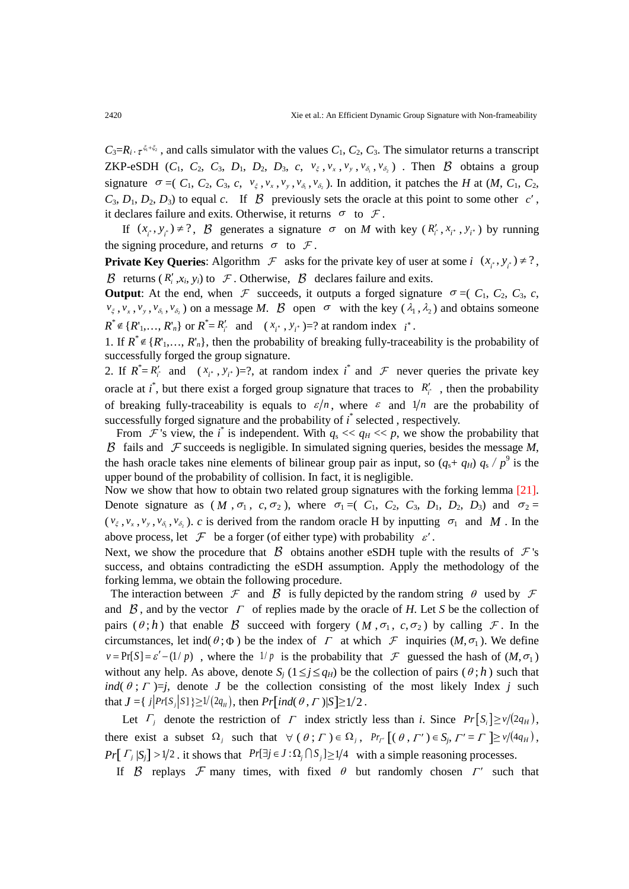$C_3=R_i \cdot \tau^{\xi_1+\xi_2}$, and calls simulator with the values $C_1$, $C_2$, $C_3$. The simulator returns a transcript ZKP-eSDH ($C_1$, $C_2$, $C_3$, $D_1$, $D_2$, $D_3$, $c$, $v_\xi, v_x, v_y, v_{\delta_1}, v_{\delta_2}$) . Then $\mathcal{B}$ obtains a group signature $\sigma$ =( $C_1$, $C_2$, $C_3$, $c$, $v_\xi, v_x, v_y, v_{\delta_1}, v_{\delta_2}$). In addition, it patches the $H$ at ($M$, $C_1$, $C_2$, $C_3$, $D_1$, $D_2$, $D_3$) to equal $c$. If $\mathcal{B}$ previously sets the oracle at this point to some other $c'$, it declares failure and exits. Otherwise, it returns $\sigma$ to $\mathcal{F}$.

If $(x_{i^*}, y_{i^*}) \neq ?$, $\mathcal{B}$ generates a signature $\sigma$ on $M$ with key ($R'_{i^*}, x_{i^*}, y_{i^*}$) by running the signing procedure, and returns $\sigma$ to $\mathcal{F}$.

**Private Key Queries**: Algorithm $\mathcal{F}$ asks for the private key of user at some $i$ $(x_{i^*}, y_{i^*}) \neq ?$, $\mathcal{B}$ returns ($R'_i$ ,$x_i$, $y_i$) to $\mathcal{F}$. Otherwise, $\mathcal{B}$ declares failure and exits.

**Output**: At the end, when $\mathcal{F}$ succeeds, it outputs a forged signature $\sigma$ =( $C_1$, $C_2$, $C_3$, $c$, $v_\xi, v_x, v_y, v_{\delta_1}, v_{\delta_2}$) on a message $M$. $\mathcal{B}$ open $\sigma$ with the key ($\lambda_1, \lambda_2$) and obtains someone $R^* \notin \{R'_1,\ldots, R'_n\}$ or $R^*= R'_{i^*}$ and ($x_{i^*}, y_{i^*}$)=? at random index $i^*$.

1. If $R^* \notin \{R'_1,\ldots, R'_n\}$, then the probability of breaking fully-traceability is the probability of successfully forged the group signature.

2. If $R^*= R'_{i^*}$ and ($x_{i^*}, y_{i^*}$)=?, at random index $i^*$ and $\mathcal{F}$ never queries the private key oracle at $i^*$, but there exist a forged group signature that traces to $R'_{i^*}$ , then the probability of breaking fully-traceability is equals to $\varepsilon/n$, where $\varepsilon$ and $1/n$ are the probability of successfully forged signature and the probability of $i^*$ selected , respectively.

From $\mathcal{F}$'s view, the $i^*$ is independent. With $q_s << q_H << p$, we show the probability that $\mathcal{B}$ fails and $\mathcal{F}$ succeeds is negligible. In simulated signing queries, besides the message $M$, the hash oracle takes nine elements of bilinear group pair as input, so $(q_s+ q_H)\, q_s / p^9$ is the upper bound of the probability of collision. In fact, it is negligible.

Now we show that how to obtain two related group signatures with the forking lemma [21]. Denote signature as ($M$ ,$\sigma_1$, $c,\sigma_2$), where $\sigma_1$ =( $C_1$, $C_2$, $C_3$, $D_1$, $D_2$, $D_3$) and $\sigma_2$ = ($v_\xi, v_x, v_y, v_{\delta_1}, v_{\delta_2}$). $c$ is derived from the random oracle H by inputting $\sigma_1$ and $M$ . In the above process, let $\mathcal{F}$ be a forger (of either type) with probability $\varepsilon'$.

Next, we show the procedure that $\mathcal{B}$ obtains another eSDH tuple with the results of $\mathcal{F}$'s success, and obtains contradicting the eSDH assumption. Apply the methodology of the forking lemma, we obtain the following procedure.

The interaction between $\mathcal{F}$ and $\mathcal{B}$ is fully depicted by the random string $\theta$ used by $\mathcal{F}$ and $\mathcal{B}$, and by the vector $\Gamma$ of replies made by the oracle of $H$. Let $S$ be the collection of pairs $(\theta; h)$ that enable $\mathcal{B}$ succeed with forgery ($M$ ,$\sigma_1$, $c,\sigma_2$) by calling $\mathcal{F}$. In the circumstances, let ind($\theta;\Phi$) be the index of $\Gamma$ at which $\mathcal{F}$ inquiries ($M,\sigma_1$). We define $v=\Pr[S]=\varepsilon'-(1/p)$ , where the $1/p$ is the probability that $\mathcal{F}$ guessed the hash of ($M,\sigma_1$) without any help. As above, denote $S_j$ ($1 \le j \le q_H$) be the collection of pairs $(\theta; h)$ such that $ind(\theta\,;\Gamma)=j$, denote $J$ be the collection consisting of the most likely Index $j$ such that $J=\{\, j \,|\, Pr[S_j|S]\} \geq 1/(2q_H)$, then $Pr[ind(\theta,\Gamma)|S] \geq 1/2$.

Let $\Gamma_j$ denote the restriction of $\Gamma$ index strictly less than $i$. Since $Pr[S_i] \geq v/(2q_H)$, there exist a subset $\Omega_j$ such that $\forall\, (\theta\,;\Gamma) \in \Omega_j$, $Pr_{\Gamma'}[(\theta\,, \Gamma') \in S_j, \Gamma' = \Gamma\,] \geq v/(4q_H)$, $Pr[\,\Gamma_j\,|S_j] > 1/2$ . it shows that $Pr[\exists j \in J : \Omega_j \cap S_j] \geq 1/4$ with a simple reasoning processes.

If $\mathcal{B}$ replays $\mathcal{F}$ many times, with fixed $\theta$ but randomly chosen $\Gamma'$ such that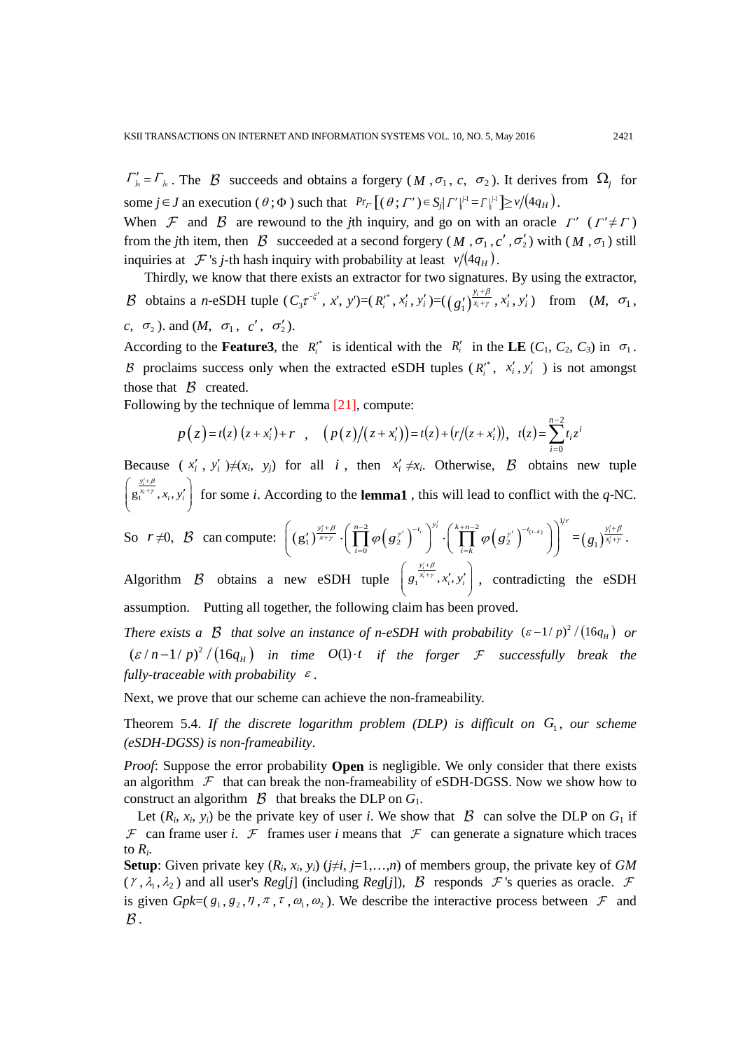$\Gamma'_{j_0} = \Gamma_{j_0}$. The $\mathcal{B}$ succeeds and obtains a forgery ($M$, $\sigma_1$, $c$, $\sigma_2$). It derives from $\Omega_j$ for some $j \in J$ an execution ($\theta$; $\Phi$) such that $Pr_{\Gamma'}[(\theta;\Gamma') \in S_j | \Gamma'|_1^{j-1} = \Gamma|_1^{j-1}] \geq v/(4q_H)$.

When $\mathcal{F}$ and $\mathcal{B}$ are rewound to the $j$th inquiry, and go on with an oracle $\Gamma'$ ($\Gamma' \neq \Gamma$) from the $j$th item, then $\mathcal{B}$ succeeded at a second forgery ($M$, $\sigma_1$, $c'$, $\sigma'_2$) with ($M$, $\sigma_1$) still inquiries at $\mathcal{F}$'s $j$-th hash inquiry with probability at least $v/(4q_H)$.

Thirdly, we know that there exists an extractor for two signatures. By using the extractor, $\mathcal{B}$ obtains a $n$-eSDH tuple ($C_3\tau^{-\xi'}$, $x'$, $y'$)=($R_i'^{*}$, $x_i'$, $y_i'$)=($(g_1')^{\frac{y_i+\beta}{x_i+\gamma}}$, $x_i'$, $y_i'$) from ($M$, $\sigma_1$, $c$, $\sigma_2$). and ($M$, $\sigma_1$, $c'$, $\sigma'_2$).

According to the **Feature3**, the $R_i'^{*}$ is identical with the $R_i'$ in the **LE** ($C_1$, $C_2$, $C_3$) in $\sigma_1$. $\mathcal{B}$ proclaims success only when the extracted eSDH tuples ($R_i'^{*}$, $x_i'$, $y_i'$) is not amongst those that $\mathcal{B}$ created.

Following by the technique of lemma [21], compute:

$$p(z) = t(z)\,(z + x_i') + r \quad , \quad (p(z)/(z + x_i')) = t(z) + (r/(z + x_i')), \quad t(z) = \sum_{i=0}^{n-2} t_i z^i$$

Because ($x_i'$, $y_i'$)≠($x_i$, $y_i$) for all $i$, then $x_i' \neq x_i$. Otherwise, $\mathcal{B}$ obtains new tuple $\left( g_1^{\frac{y_i'+\beta}{x_i+\gamma}}, x_i, y_i' \right)$ for some $i$. According to the **lemma1** , this will lead to conflict with the $q$-NC.

So $r \neq 0$, $\mathcal{B}$ can compute: $\left( (g_1')^{\frac{y_i'+\beta}{x+\gamma}} \cdot \left( \prod_{i=0}^{n-2} \varphi\left(g_2^{\gamma^i}\right)^{-t_i} \right)^{y_i'} \cdot \left( \prod_{i=k}^{k+n-2} \varphi\left(g_2^{\gamma^i}\right)^{-t_{(i-k)}} \right) \right)^{1/r} = (g_1)^{\frac{y_i'+\beta}{x_i'+\gamma}}$.

Algorithm $\mathcal{B}$ obtains a new eSDH tuple $\left( g_1^{\frac{y_i'+\beta}{x_i'+\gamma}}, x_i', y_i' \right)$, contradicting the eSDH assumption. Putting all together, the following claim has been proved.

*There exists a $\mathcal{B}$ that solve an instance of n-eSDH with probability $(\varepsilon - 1/p)^2/(16q_H)$ or $(\varepsilon/n - 1/p)^2/(16q_H)$ in time $O(1)\cdot t$ if the forger $\mathcal{F}$ successfully break the fully-traceable with probability $\varepsilon$.*

Next, we prove that our scheme can achieve the non-frameability.

Theorem 5.4. *If the discrete logarithm problem (DLP) is difficult on $G_1$, our scheme (eSDH-DGSS) is non-frameability*.

*Proof*: Suppose the error probability **Open** is negligible. We only consider that there exists an algorithm $\mathcal{F}$ that can break the non-frameability of eSDH-DGSS. Now we show how to construct an algorithm $\mathcal{B}$ that breaks the DLP on $G_1$.

Let ($R_i$, $x_i$, $y_i$) be the private key of user $i$. We show that $\mathcal{B}$ can solve the DLP on $G_1$ if $\mathcal{F}$ can frame user $i$. $\mathcal{F}$ frames user $i$ means that $\mathcal{F}$ can generate a signature which traces to $R_i$.

**Setup**: Given private key ($R_i$, $x_i$, $y_i$) ($j$≠$i$, $j$=1,…,$n$) of members group, the private key of $GM$ ($\gamma$, $\lambda_1$, $\lambda_2$) and all user's $Reg$[$j$] (including $Reg$[$j$]), $\mathcal{B}$ responds $\mathcal{F}$'s queries as oracle. $\mathcal{F}$ is given $Gpk$=($g_1$, $g_2$, $\eta$, $\pi$, $\tau$, $\omega_1$, $\omega_2$). We describe the interactive process between $\mathcal{F}$ and $\mathcal{B}$.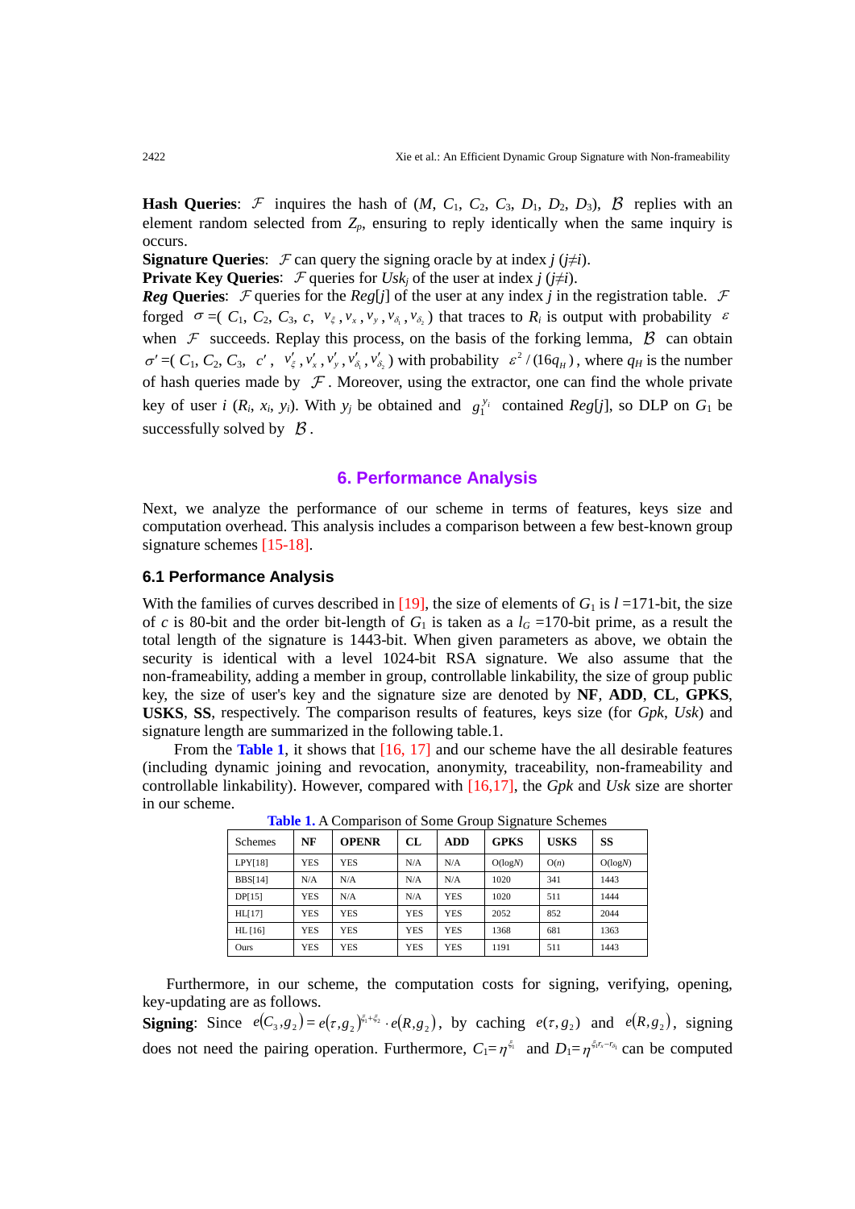**Hash Queries**: $\mathcal{F}$ inquires the hash of ($M$, $C_1$, $C_2$, $C_3$, $D_1$, $D_2$, $D_3$), $\mathcal{B}$ replies with an element random selected from $Z_p$, ensuring to reply identically when the same inquiry is occurs.

**Signature Queries**: $\mathcal{F}$ can query the signing oracle by at index $j$ ($j \neq i$).

**Private Key Queries**: $\mathcal{F}$ queries for $Usk_j$ of the user at index $j$ ($j \neq i$).

***Reg* Queries**: $\mathcal{F}$ queries for the $Reg[j]$ of the user at any index $j$ in the registration table. $\mathcal{F}$ forged $\sigma$ =( $C_1$, $C_2$, $C_3$, $c$, $v_\xi, v_x, v_y, v_{\delta_1}, v_{\delta_2}$ ) that traces to $R_i$ is output with probability $\varepsilon$ when $\mathcal{F}$ succeeds. Replay this process, on the basis of the forking lemma, $\mathcal{B}$ can obtain $\sigma'$ =( $C_1$, $C_2$, $C_3$, $c'$, $v'_\xi, v'_x, v'_y, v'_{\delta_1}, v'_{\delta_2}$ ) with probability $\varepsilon^2 / (16 q_H)$, where $q_H$ is the number of hash queries made by $\mathcal{F}$. Moreover, using the extractor, one can find the whole private key of user $i$ ($R_i$, $x_i$, $y_i$). With $y_j$ be obtained and $g_1^{y_i}$ contained $Reg[j]$, so DLP on $G_1$ be successfully solved by $\mathcal{B}$.

## 6. Performance Analysis

Next, we analyze the performance of our scheme in terms of features, keys size and computation overhead. This analysis includes a comparison between a few best-known group signature schemes [15-18].

### 6.1 Performance Analysis

With the families of curves described in [19], the size of elements of $G_1$ is $l$ =171-bit, the size of $c$ is 80-bit and the order bit-length of $G_1$ is taken as a $l_G$ =170-bit prime, as a result the total length of the signature is 1443-bit. When given parameters as above, we obtain the security is identical with a level 1024-bit RSA signature. We also assume that the non-frameability, adding a member in group, controllable linkability, the size of group public key, the size of user's key and the signature size are denoted by **NF**, **ADD**, **CL**, **GPKS**, **USKS**, **SS**, respectively. The comparison results of features, keys size (for *Gpk*, *Usk*) and signature length are summarized in the following table.1.

From the **Table 1**, it shows that [16, 17] and our scheme have the all desirable features (including dynamic joining and revocation, anonymity, traceability, non-frameability and controllable linkability). However, compared with [16,17], the *Gpk* and *Usk* size are shorter in our scheme.

**Table 1.** A Comparison of Some Group Signature Schemes

| Schemes | NF | OPENR | CL | ADD | GPKS | USKS | SS |
|---|---|---|---|---|---|---|---|
| LPY[18] | YES | YES | N/A | N/A | O(log*N*) | O(*n*) | O(log*N*) |
| BBS[14] | N/A | N/A | N/A | N/A | 1020 | 341 | 1443 |
| DP[15] | YES | N/A | N/A | YES | 1020 | 511 | 1444 |
| HL[17] | YES | YES | YES | YES | 2052 | 852 | 2044 |
| HL [16] | YES | YES | YES | YES | 1368 | 681 | 1363 |
| Ours | YES | YES | YES | YES | 1191 | 511 | 1443 |

Furthermore, in our scheme, the computation costs for signing, verifying, opening, key-updating are as follows.

**Signing**: Since $e(C_3, g_2) = e(\tau, g_2)^{\xi_1+\xi_2} \cdot e(R, g_2)$, by caching $e(\tau, g_2)$ and $e(R, g_2)$, signing does not need the pairing operation. Furthermore, $C_1 = \eta^{\xi_1}$ and $D_1 = \eta^{\xi_1 r_x - r_{\delta_1}}$ can be computed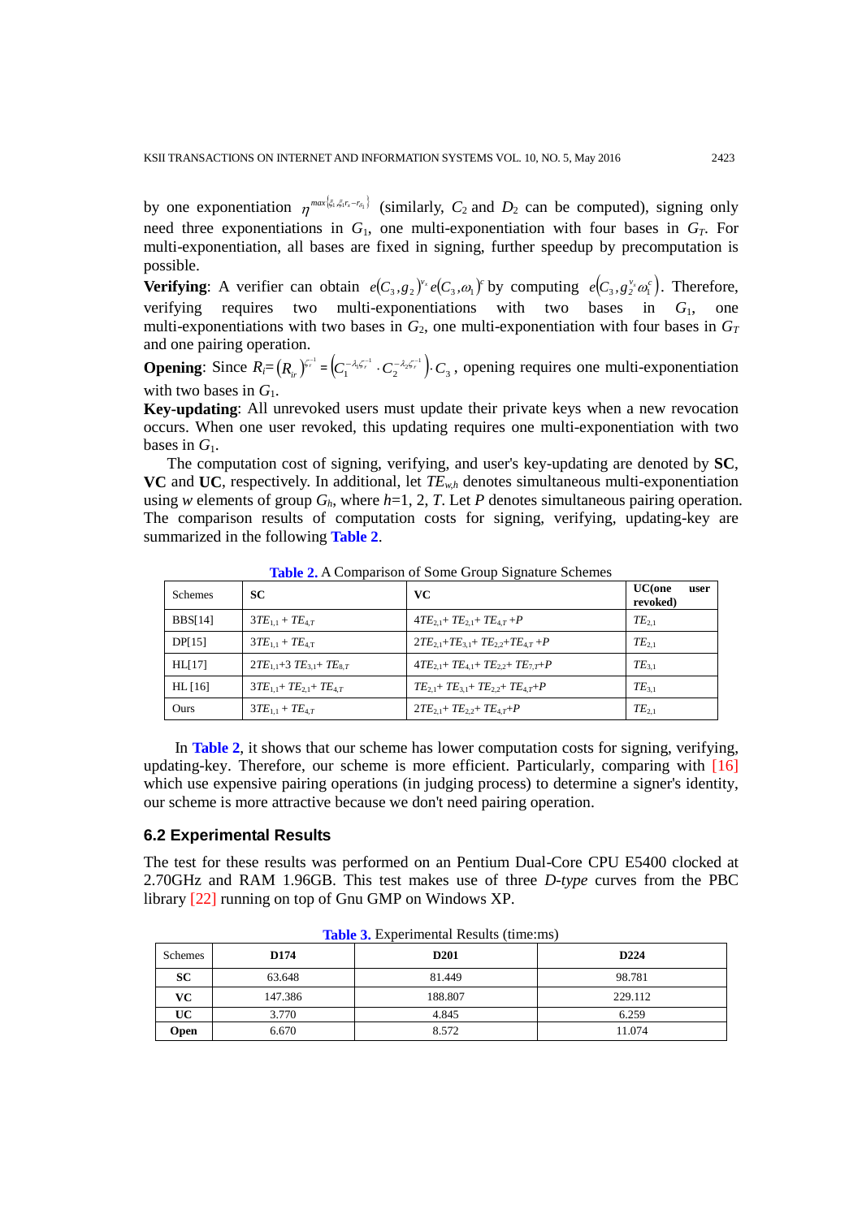by one exponentiation $\eta^{max\{\xi_1, \xi_2 r_x - r_{\delta_1}\}}$ (similarly, $C_2$ and $D_2$ can be computed), signing only need three exponentiations in $G_1$, one multi-exponentiation with four bases in $G_T$. For multi-exponentiation, all bases are fixed in signing, further speedup by precomputation is possible.

**Verifying**: A verifier can obtain $e(C_3, g_2)^{v_x} e(C_3, \omega_1)^c$ by computing $e(C_3, g_2^{v_x} \omega_1^c)$. Therefore, verifying requires two multi-exponentiations with two bases in $G_1$, one multi-exponentiations with two bases in $G_2$, one multi-exponentiation with four bases in $G_T$ and one pairing operation.

**Opening**: Since $R_i = (R_{ir})^{\zeta_r^{-1}} = \left(C_1^{-\lambda_1 \zeta_r^{-1}} \cdot C_2^{-\lambda_2 \zeta_r^{-1}}\right) \cdot C_3$, opening requires one multi-exponentiation with two bases in $G_1$.

**Key-updating**: All unrevoked users must update their private keys when a new revocation occurs. When one user revoked, this updating requires one multi-exponentiation with two bases in $G_1$.

The computation cost of signing, verifying, and user's key-updating are denoted by **SC**, **VC** and **UC**, respectively. In additional, let $TE_{w,h}$ denotes simultaneous multi-exponentiation using $w$ elements of group $G_h$, where $h$=1, 2, $T$. Let $P$ denotes simultaneous pairing operation. The comparison results of computation costs for signing, verifying, updating-key are summarized in the following **Table 2**.

**Table 2.** A Comparison of Some Group Signature Schemes

| Schemes | **SC** | **VC** | **UC(one user revoked)** |
|---|---|---|---|
| BBS[14] | $3TE_{1,1} + TE_{4,T}$ | $4TE_{2,1} + TE_{2,1} + TE_{4,T} + P$ | $TE_{2,1}$ |
| DP[15] | $3TE_{1,1} + TE_{4,T}$ | $2TE_{2,1} + TE_{3,1} + TE_{2,2} + TE_{4,T} + P$ | $TE_{2,1}$ |
| HL[17] | $2TE_{1,1} + 3TE_{3,1} + TE_{8,T}$ | $4TE_{2,1} + TE_{4,1} + TE_{2,2} + TE_{7,T} + P$ | $TE_{3,1}$ |
| HL [16] | $3TE_{1,1} + TE_{2,1} + TE_{4,T}$ | $TE_{2,1} + TE_{3,1} + TE_{2,2} + TE_{4,T} + P$ | $TE_{3,1}$ |
| Ours | $3TE_{1,1} + TE_{4,T}$ | $2TE_{2,1} + TE_{2,2} + TE_{4,T} + P$ | $TE_{2,1}$ |

In **Table 2**, it shows that our scheme has lower computation costs for signing, verifying, updating-key. Therefore, our scheme is more efficient. Particularly, comparing with [16] which use expensive pairing operations (in judging process) to determine a signer's identity, our scheme is more attractive because we don't need pairing operation.

### 6.2 Experimental Results

The test for these results was performed on an Pentium Dual-Core CPU E5400 clocked at 2.70GHz and RAM 1.96GB. This test makes use of three *D-type* curves from the PBC library [22] running on top of Gnu GMP on Windows XP.

**Table 3.** Experimental Results (time:ms)

| Schemes | **D174** | **D201** | **D224** |
|---|---|---|---|
| **SC** | 63.648 | 81.449 | 98.781 |
| **VC** | 147.386 | 188.807 | 229.112 |
| **UC** | 3.770 | 4.845 | 6.259 |
| **Open** | 6.670 | 8.572 | 11.074 |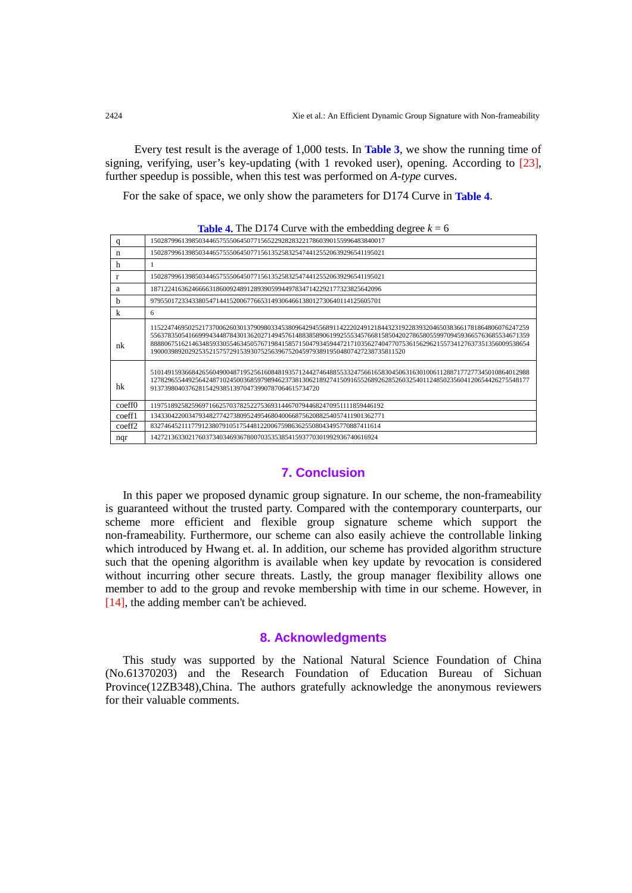Every test result is the average of 1,000 tests. In **Table 3**, we show the running time of signing, verifying, user's key-updating (with 1 revoked user), opening. According to [23], further speedup is possible, when this test was performed on *A-type* curves.

For the sake of space, we only show the parameters for D174 Curve in **Table 4**.

**Table 4.** The D174 Curve with the embedding degree $k = 6$

| | |
|---|---|
| q | 15028799613985034465755506450771565229282832217860390155996483840017 |
| n | 15028799613985034465755506450771561352583254744125520639296541195021 |
| h | 1 |
| r | 15028799613985034465755506450771561352583254744125520639296541195021 |
| a | 1871224163624666631860092489128939059944978347142292177323825642096 |
| b | 9795501723343380547144152006776653149306466138012730640114125605701 |
| k | 6 |
| nk | 11522474695025217370062603013790980334538096429455689114222024912184432319228393204650383661781864806076247259 55637835054166999434487843013620271494576148838589061992555345766815850420278658055997094593665763685534671359 888806751621463485933055463450576719841585715047934594472171035627404770753615629621557341276373513560095386 54 1900039892029253521575729153930752563967520459793891950480742723873581l520 |
| hk | 51014915936684265604900487195256160848193571244274648855332475661658304506316301006112887177277345010864012988 127829655449256424871024500368597989462373813062189274150916552689262852603254011248502356041206544262755481 77 91373980403762815429385139704739907870646157347 20 |
| coeff0 | 11975189258259697166257037825227536931446707944682470951111859446192 |
| coeff1 | 13433042200347934827742738095249546804006687562088254057411901362771 |
| coeff2 | 8327464521117791238079105175448122006759863625508043495770887411614 |
| nqr | 14272136330217603734034693678007035353854159377030199293674061692 4 |

## 7. Conclusion

In this paper we proposed dynamic group signature. In our scheme, the non-frameability is guaranteed without the trusted party. Compared with the contemporary counterparts, our scheme more efficient and flexible group signature scheme which support the non-frameability. Furthermore, our scheme can also easily achieve the controllable linking which introduced by Hwang et. al. In addition, our scheme has provided algorithm structure such that the opening algorithm is available when key update by revocation is considered without incurring other secure threats. Lastly, the group manager flexibility allows one member to add to the group and revoke membership with time in our scheme. However, in [14], the adding member can't be achieved.

## 8. Acknowledgments

This study was supported by the National Natural Science Foundation of China (No.61370203) and the Research Foundation of Education Bureau of Sichuan Province(12ZB348),China. The authors gratefully acknowledge the anonymous reviewers for their valuable comments.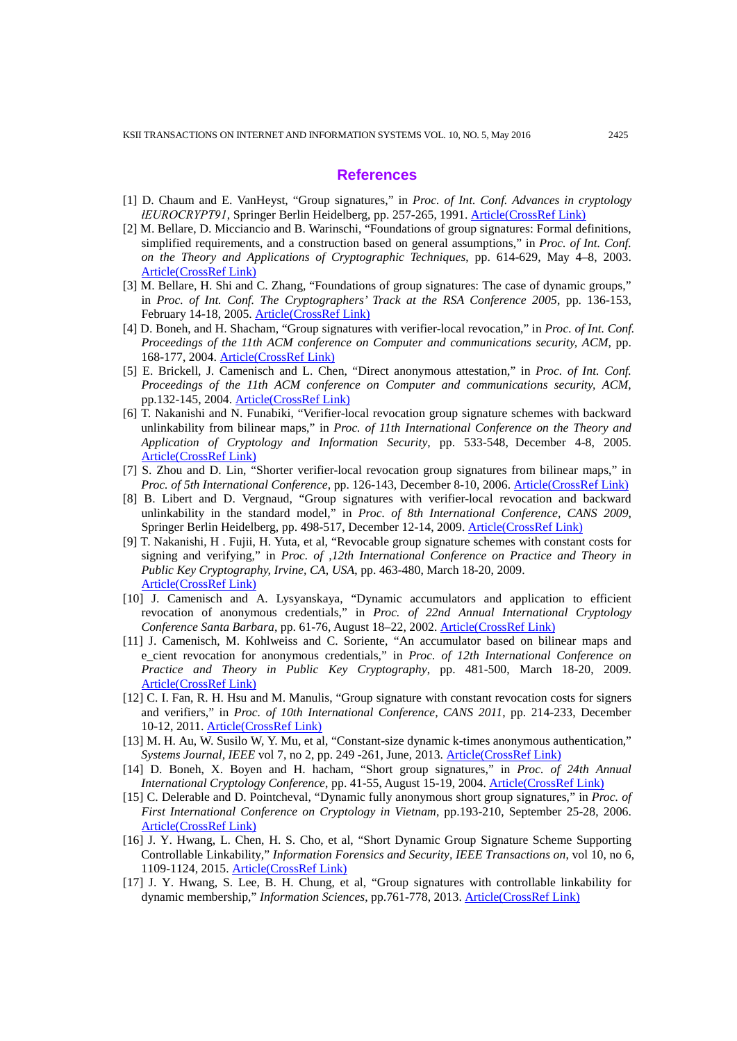## References

[1] D. Chaum and E. VanHeyst, "Group signatures," in *Proc. of Int. Conf. Advances in cryptology lEUROCRYPT91*, Springer Berlin Heidelberg, pp. 257-265, 1991. Article(CrossRef Link)

[2] M. Bellare, D. Micciancio and B. Warinschi, "Foundations of group signatures: Formal definitions, simplified requirements, and a construction based on general assumptions," in *Proc. of Int. Conf. on the Theory and Applications of Cryptographic Techniques*, pp. 614-629, May 4–8, 2003. Article(CrossRef Link)

[3] M. Bellare, H. Shi and C. Zhang, "Foundations of group signatures: The case of dynamic groups," in *Proc. of Int. Conf. The Cryptographers' Track at the RSA Conference 2005*, pp. 136-153, February 14-18, 2005. Article(CrossRef Link)

[4] D. Boneh, and H. Shacham, "Group signatures with verifier-local revocation," in *Proc. of Int. Conf. Proceedings of the 11th ACM conference on Computer and communications security, ACM*, pp. 168-177, 2004. Article(CrossRef Link)

[5] E. Brickell, J. Camenisch and L. Chen, "Direct anonymous attestation," in *Proc. of Int. Conf. Proceedings of the 11th ACM conference on Computer and communications security, ACM*, pp.132-145, 2004. Article(CrossRef Link)

[6] T. Nakanishi and N. Funabiki, "Verifier-local revocation group signature schemes with backward unlinkability from bilinear maps," in *Proc. of 11th International Conference on the Theory and Application of Cryptology and Information Security*, pp. 533-548, December 4-8, 2005. Article(CrossRef Link)

[7] S. Zhou and D. Lin, "Shorter verifier-local revocation group signatures from bilinear maps," in *Proc. of 5th International Conference*, pp. 126-143, December 8-10, 2006. Article(CrossRef Link)

[8] B. Libert and D. Vergnaud, "Group signatures with verifier-local revocation and backward unlinkability in the standard model," in *Proc. of 8th International Conference, CANS 2009*, Springer Berlin Heidelberg, pp. 498-517, December 12-14, 2009. Article(CrossRef Link)

[9] T. Nakanishi, H . Fujii, H. Yuta, et al, "Revocable group signature schemes with constant costs for signing and verifying," in *Proc. of ,12th International Conference on Practice and Theory in Public Key Cryptography, Irvine, CA, USA*, pp. 463-480, March 18-20, 2009. Article(CrossRef Link)

[10] J. Camenisch and A. Lysyanskaya, "Dynamic accumulators and application to efficient revocation of anonymous credentials," in *Proc. of 22nd Annual International Cryptology Conference Santa Barbara*, pp. 61-76, August 18–22, 2002. Article(CrossRef Link)

[11] J. Camenisch, M. Kohlweiss and C. Soriente, "An accumulator based on bilinear maps and e_cient revocation for anonymous credentials," in *Proc. of 12th International Conference on Practice and Theory in Public Key Cryptography*, pp. 481-500, March 18-20, 2009. Article(CrossRef Link)

[12] C. I. Fan, R. H. Hsu and M. Manulis, "Group signature with constant revocation costs for signers and verifiers," in *Proc. of 10th International Conference, CANS 2011*, pp. 214-233, December 10-12, 2011. Article(CrossRef Link)

[13] M. H. Au, W. Susilo W, Y. Mu, et al, "Constant-size dynamic k-times anonymous authentication," *Systems Journal, IEEE* vol 7, no 2, pp. 249 -261, June, 2013. Article(CrossRef Link)

[14] D. Boneh, X. Boyen and H. hacham, "Short group signatures," in *Proc. of 24th Annual International Cryptology Conference*, pp. 41-55, August 15-19, 2004. Article(CrossRef Link)

[15] C. Delerable and D. Pointcheval, "Dynamic fully anonymous short group signatures," in *Proc. of First International Conference on Cryptology in Vietnam*, pp.193-210, September 25-28, 2006. Article(CrossRef Link)

[16] J. Y. Hwang, L. Chen, H. S. Cho, et al, "Short Dynamic Group Signature Scheme Supporting Controllable Linkability," *Information Forensics and Security, IEEE Transactions on*, vol 10, no 6, 1109-1124, 2015. Article(CrossRef Link)

[17] J. Y. Hwang, S. Lee, B. H. Chung, et al, "Group signatures with controllable linkability for dynamic membership," *Information Sciences*, pp.761-778, 2013. Article(CrossRef Link)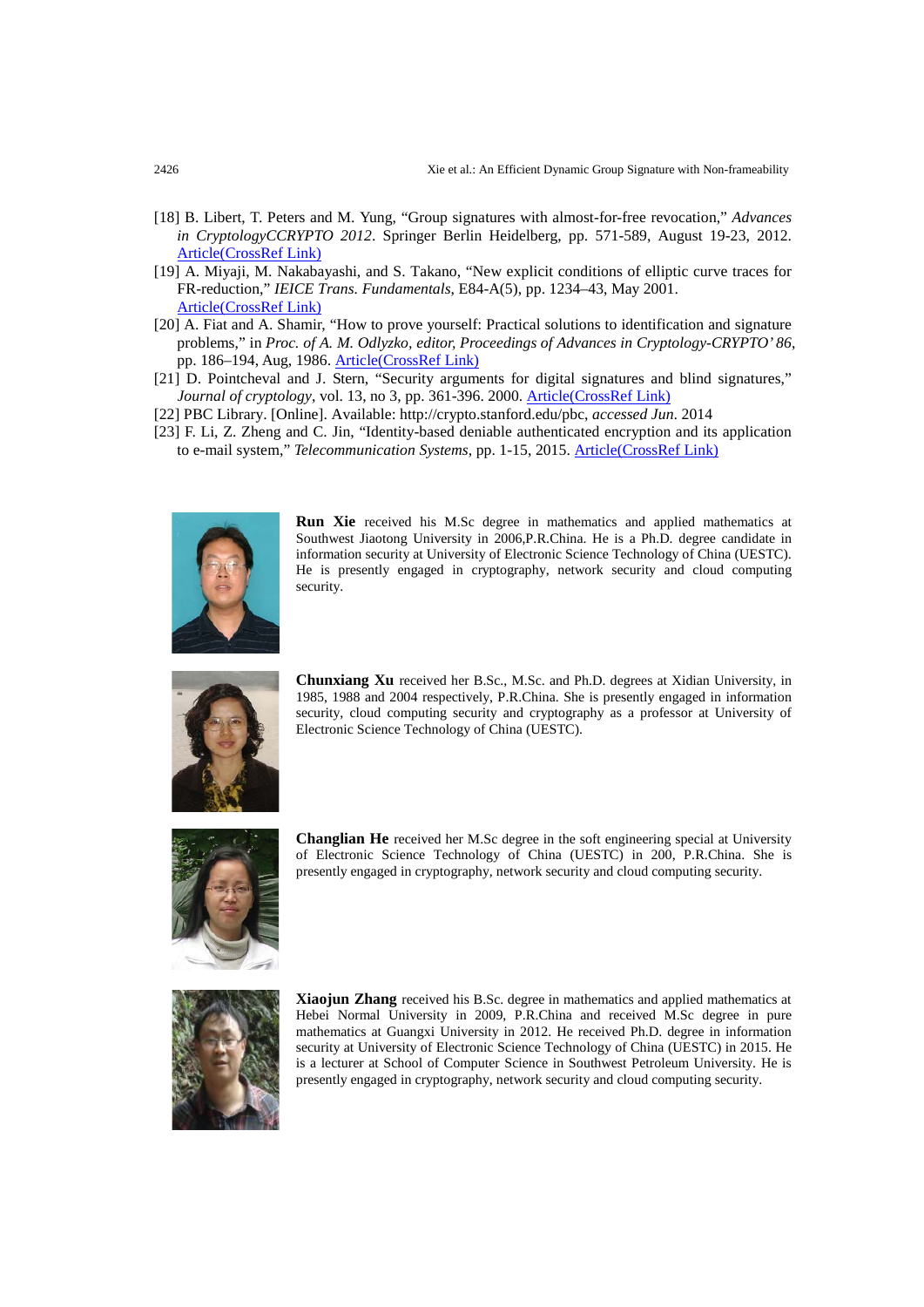[18] B. Libert, T. Peters and M. Yung, "Group signatures with almost-for-free revocation," *Advances in CryptologyCCRYPTO 2012*. Springer Berlin Heidelberg, pp. 571-589, August 19-23, 2012. Article(CrossRef Link)

[19] A. Miyaji, M. Nakabayashi, and S. Takano, "New explicit conditions of elliptic curve traces for FR-reduction," *IEICE Trans. Fundamentals*, E84-A(5), pp. 1234–43, May 2001. Article(CrossRef Link)

[20] A. Fiat and A. Shamir, "How to prove yourself: Practical solutions to identification and signature problems," in *Proc. of A. M. Odlyzko, editor, Proceedings of Advances in Cryptology-CRYPTO' 86*, pp. 186–194, Aug, 1986. Article(CrossRef Link)

[21] D. Pointcheval and J. Stern, "Security arguments for digital signatures and blind signatures," *Journal of cryptology*, vol. 13, no 3, pp. 361-396. 2000. Article(CrossRef Link)

[22] PBC Library. [Online]. Available: http://crypto.stanford.edu/pbc, *accessed Jun.* 2014

[23] F. Li, Z. Zheng and C. Jin, "Identity-based deniable authenticated encryption and its application to e-mail system," *Telecommunication Systems*, pp. 1-15, 2015. Article(CrossRef Link)

**Run Xie** received his M.Sc degree in mathematics and applied mathematics at Southwest Jiaotong University in 2006,P.R.China. He is a Ph.D. degree candidate in information security at University of Electronic Science Technology of China (UESTC). He is presently engaged in cryptography, network security and cloud computing security.

**Chunxiang Xu** received her B.Sc., M.Sc. and Ph.D. degrees at Xidian University, in 1985, 1988 and 2004 respectively, P.R.China. She is presently engaged in information security, cloud computing security and cryptography as a professor at University of Electronic Science Technology of China (UESTC).

**Changlian He** received her M.Sc degree in the soft engineering special at University of Electronic Science Technology of China (UESTC) in 200, P.R.China. She is presently engaged in cryptography, network security and cloud computing security.

**Xiaojun Zhang** received his B.Sc. degree in mathematics and applied mathematics at Hebei Normal University in 2009, P.R.China and received M.Sc degree in pure mathematics at Guangxi University in 2012. He received Ph.D. degree in information security at University of Electronic Science Technology of China (UESTC) in 2015. He is a lecturer at School of Computer Science in Southwest Petroleum University. He is presently engaged in cryptography, network security and cloud computing security.